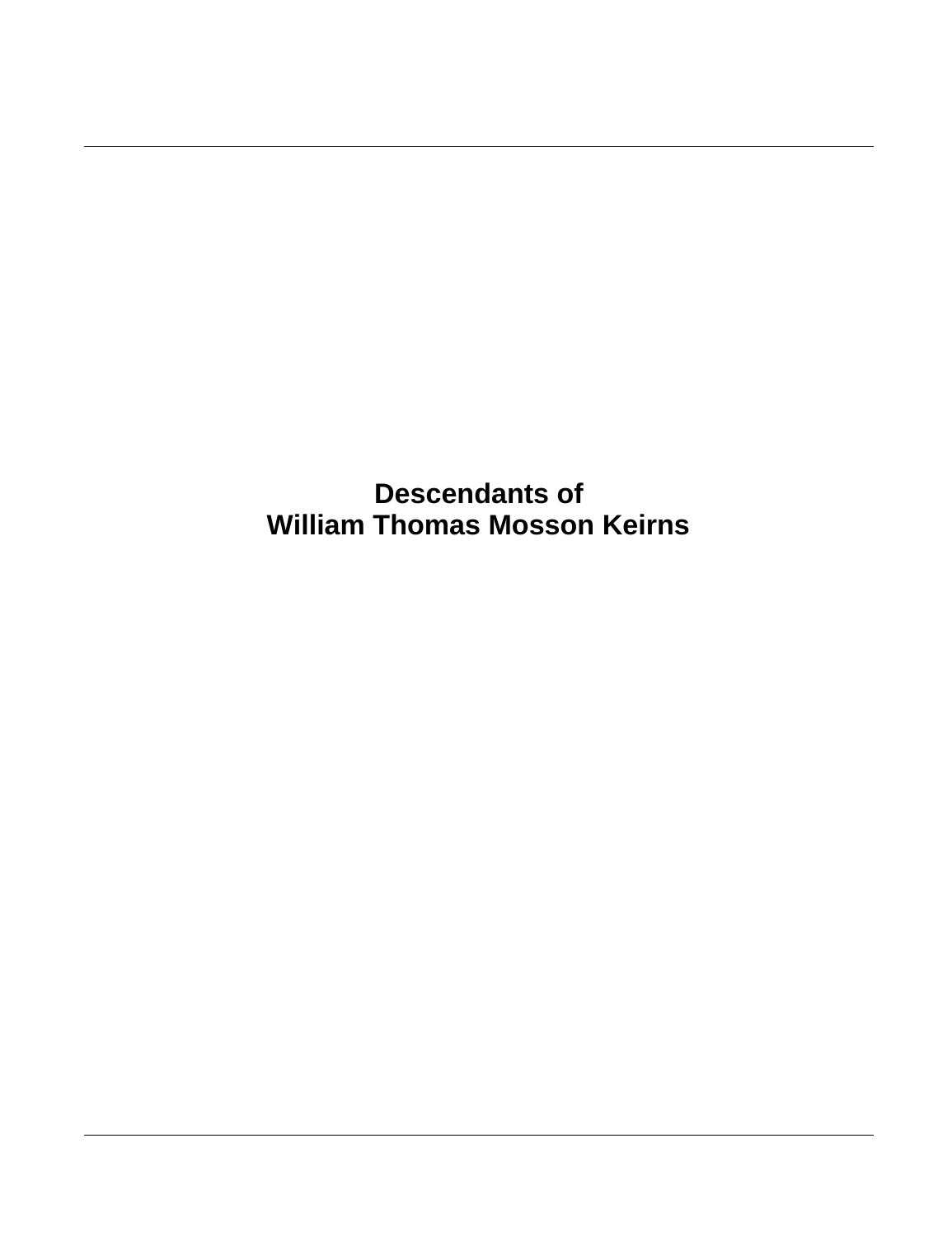# Descendants of
# William Thomas Mosson Keirns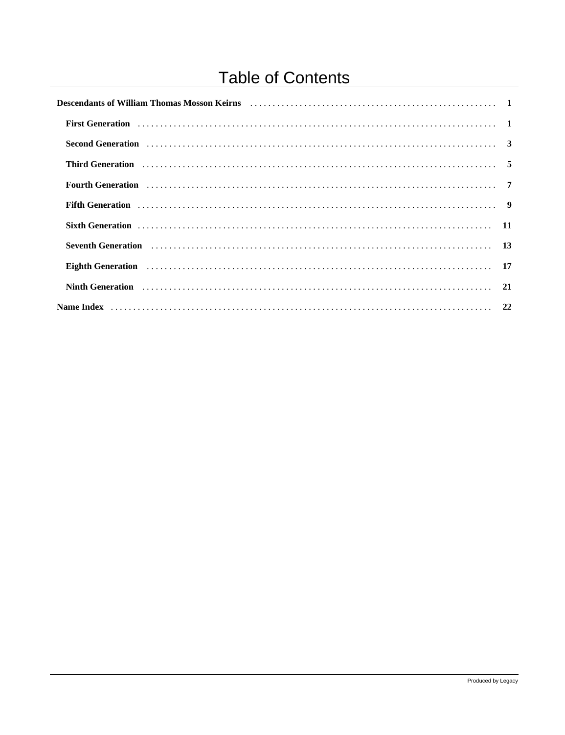# Table of Contents

**Descendants of William Thomas Mosson Keirns** ........ **1**

- **First Generation** ........ **1**
- **Second Generation** ........ **3**
- **Third Generation** ........ **5**
- **Fourth Generation** ........ **7**
- **Fifth Generation** ........ **9**
- **Sixth Generation** ........ **11**
- **Seventh Generation** ........ **13**
- **Eighth Generation** ........ **17**
- **Ninth Generation** ........ **21**

**Name Index** ........ **22**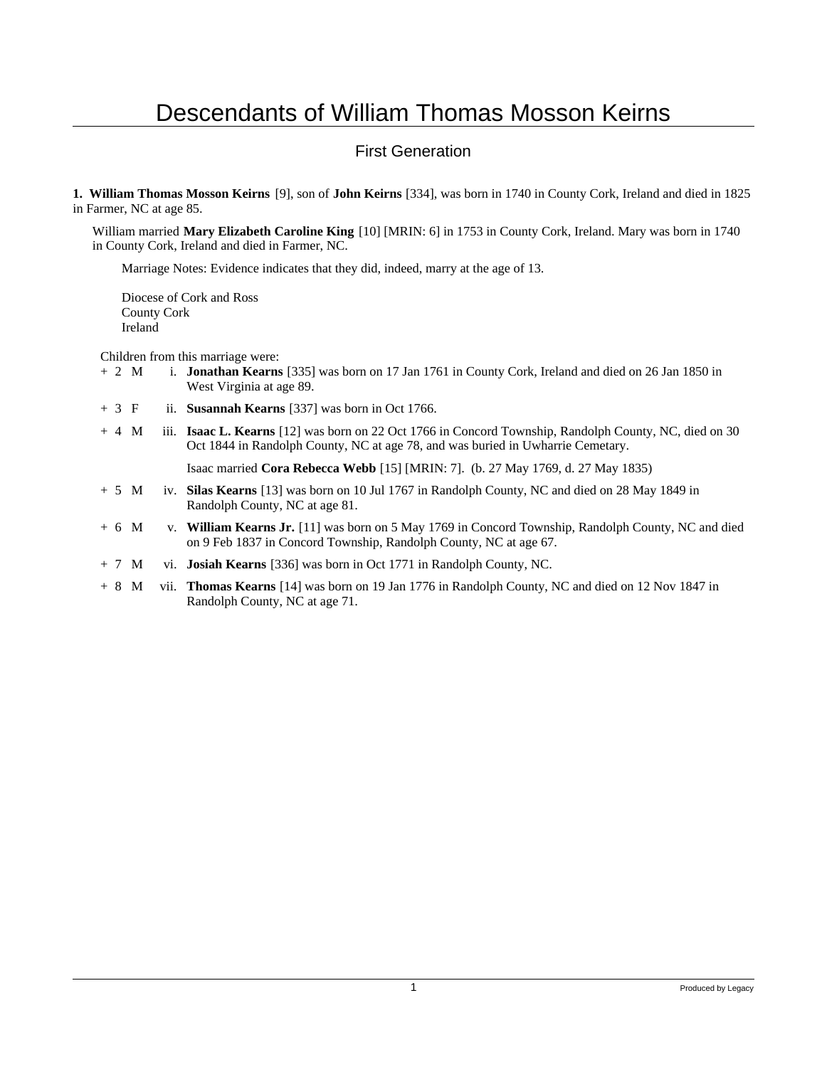# Descendants of William Thomas Mosson Keirns

## First Generation

**1. William Thomas Mosson Keirns** [9], son of **John Keirns** [334], was born in 1740 in County Cork, Ireland and died in 1825 in Farmer, NC at age 85.

William married **Mary Elizabeth Caroline King** [10] [MRIN: 6] in 1753 in County Cork, Ireland. Mary was born in 1740 in County Cork, Ireland and died in Farmer, NC.

Marriage Notes: Evidence indicates that they did, indeed, marry at the age of 13.

Diocese of Cork and Ross
County Cork
Ireland

Children from this marriage were:

+ 2 M i. **Jonathan Kearns** [335] was born on 17 Jan 1761 in County Cork, Ireland and died on 26 Jan 1850 in West Virginia at age 89.

+ 3 F ii. **Susannah Kearns** [337] was born in Oct 1766.

+ 4 M iii. **Isaac L. Kearns** [12] was born on 22 Oct 1766 in Concord Township, Randolph County, NC, died on 30 Oct 1844 in Randolph County, NC at age 78, and was buried in Uwharrie Cemetary.

  Isaac married **Cora Rebecca Webb** [15] [MRIN: 7]. (b. 27 May 1769, d. 27 May 1835)

+ 5 M iv. **Silas Kearns** [13] was born on 10 Jul 1767 in Randolph County, NC and died on 28 May 1849 in Randolph County, NC at age 81.

+ 6 M v. **William Kearns Jr.** [11] was born on 5 May 1769 in Concord Township, Randolph County, NC and died on 9 Feb 1837 in Concord Township, Randolph County, NC at age 67.

+ 7 M vi. **Josiah Kearns** [336] was born in Oct 1771 in Randolph County, NC.

+ 8 M vii. **Thomas Kearns** [14] was born on 19 Jan 1776 in Randolph County, NC and died on 12 Nov 1847 in Randolph County, NC at age 71.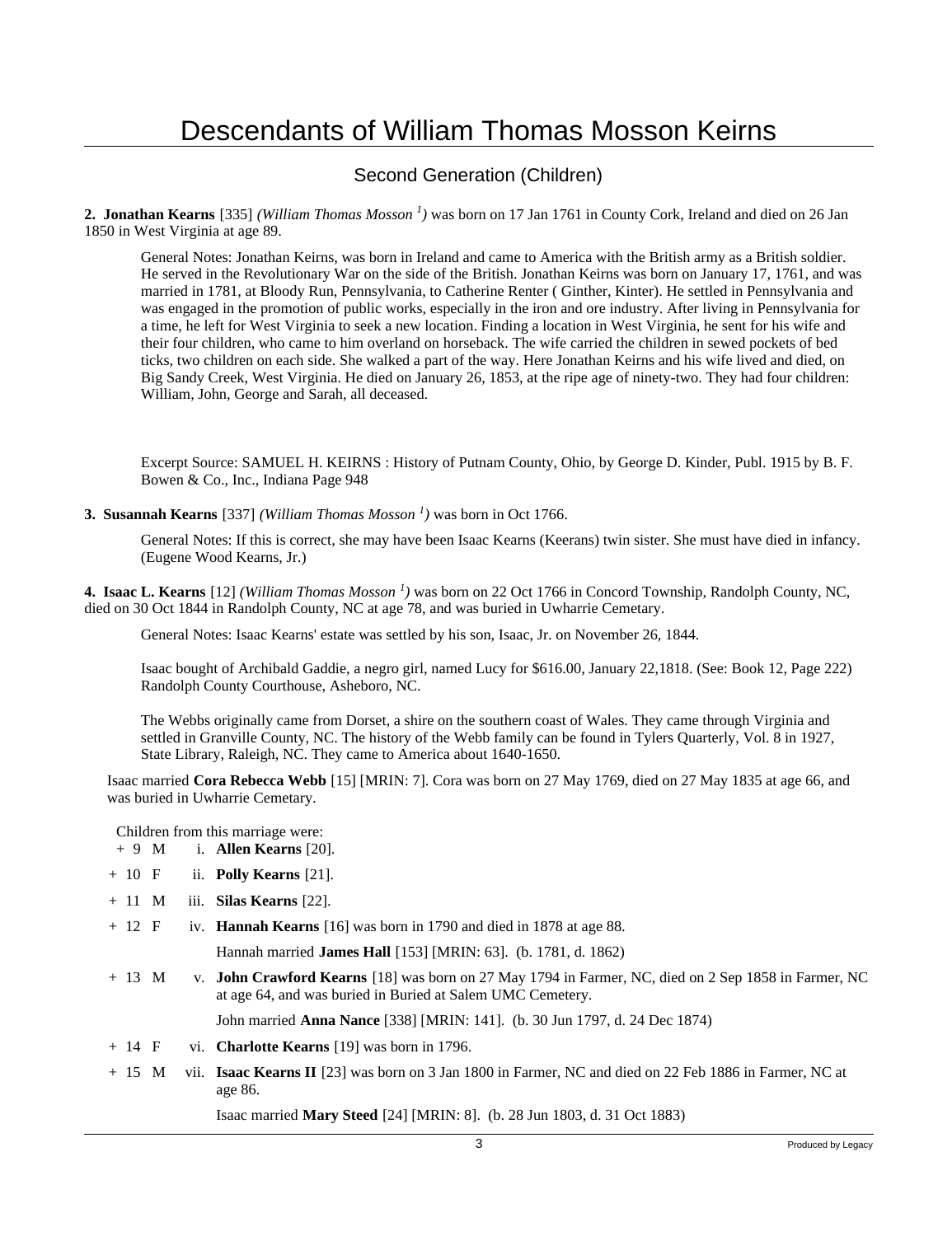# Descendants of William Thomas Mosson Keirns

## Second Generation (Children)

**2. Jonathan Kearns** [335] *(William Thomas Mosson [1])* was born on 17 Jan 1761 in County Cork, Ireland and died on 26 Jan 1850 in West Virginia at age 89.

> General Notes: Jonathan Keirns, was born in Ireland and came to America with the British army as a British soldier. He served in the Revolutionary War on the side of the British. Jonathan Keirns was born on January 17, 1761, and was married in 1781, at Bloody Run, Pennsylvania, to Catherine Renter ( Ginther, Kinter). He settled in Pennsylvania and was engaged in the promotion of public works, especially in the iron and ore industry. After living in Pennsylvania for a time, he left for West Virginia to seek a new location. Finding a location in West Virginia, he sent for his wife and their four children, who came to him overland on horseback. The wife carried the children in sewed pockets of bed ticks, two children on each side. She walked a part of the way. Here Jonathan Keirns and his wife lived and died, on Big Sandy Creek, West Virginia. He died on January 26, 1853, at the ripe age of ninety-two. They had four children: William, John, George and Sarah, all deceased.
>
> Excerpt Source: SAMUEL H. KEIRNS : History of Putnam County, Ohio, by George D. Kinder, Publ. 1915 by B. F. Bowen & Co., Inc., Indiana Page 948

**3. Susannah Kearns** [337] *(William Thomas Mosson [1])* was born in Oct 1766.

> General Notes: If this is correct, she may have been Isaac Kearns (Keerans) twin sister. She must have died in infancy. (Eugene Wood Kearns, Jr.)

**4. Isaac L. Kearns** [12] *(William Thomas Mosson [1])* was born on 22 Oct 1766 in Concord Township, Randolph County, NC, died on 30 Oct 1844 in Randolph County, NC at age 78, and was buried in Uwharrie Cemetary.

> General Notes: Isaac Kearns' estate was settled by his son, Isaac, Jr. on November 26, 1844.
>
> Isaac bought of Archibald Gaddie, a negro girl, named Lucy for $616.00, January 22,1818. (See: Book 12, Page 222) Randolph County Courthouse, Asheboro, NC.
>
> The Webbs originally came from Dorset, a shire on the southern coast of Wales. They came through Virginia and settled in Granville County, NC. The history of the Webb family can be found in Tylers Quarterly, Vol. 8 in 1927, State Library, Raleigh, NC. They came to America about 1640-1650.

Isaac married **Cora Rebecca Webb** [15] [MRIN: 7]. Cora was born on 27 May 1769, died on 27 May 1835 at age 66, and was buried in Uwharrie Cemetary.

Children from this marriage were:

- \+ 9 M i. **Allen Kearns** [20].
- \+ 10 F ii. **Polly Kearns** [21].
- \+ 11 M iii. **Silas Kearns** [22].
- \+ 12 F iv. **Hannah Kearns** [16] was born in 1790 and died in 1878 at age 88.

  Hannah married **James Hall** [153] [MRIN: 63]. (b. 1781, d. 1862)
- \+ 13 M v. **John Crawford Kearns** [18] was born on 27 May 1794 in Farmer, NC, died on 2 Sep 1858 in Farmer, NC at age 64, and was buried in Buried at Salem UMC Cemetery.

  John married **Anna Nance** [338] [MRIN: 141]. (b. 30 Jun 1797, d. 24 Dec 1874)
- \+ 14 F vi. **Charlotte Kearns** [19] was born in 1796.
- \+ 15 M vii. **Isaac Kearns II** [23] was born on 3 Jan 1800 in Farmer, NC and died on 22 Feb 1886 in Farmer, NC at age 86.

  Isaac married **Mary Steed** [24] [MRIN: 8]. (b. 28 Jun 1803, d. 31 Oct 1883)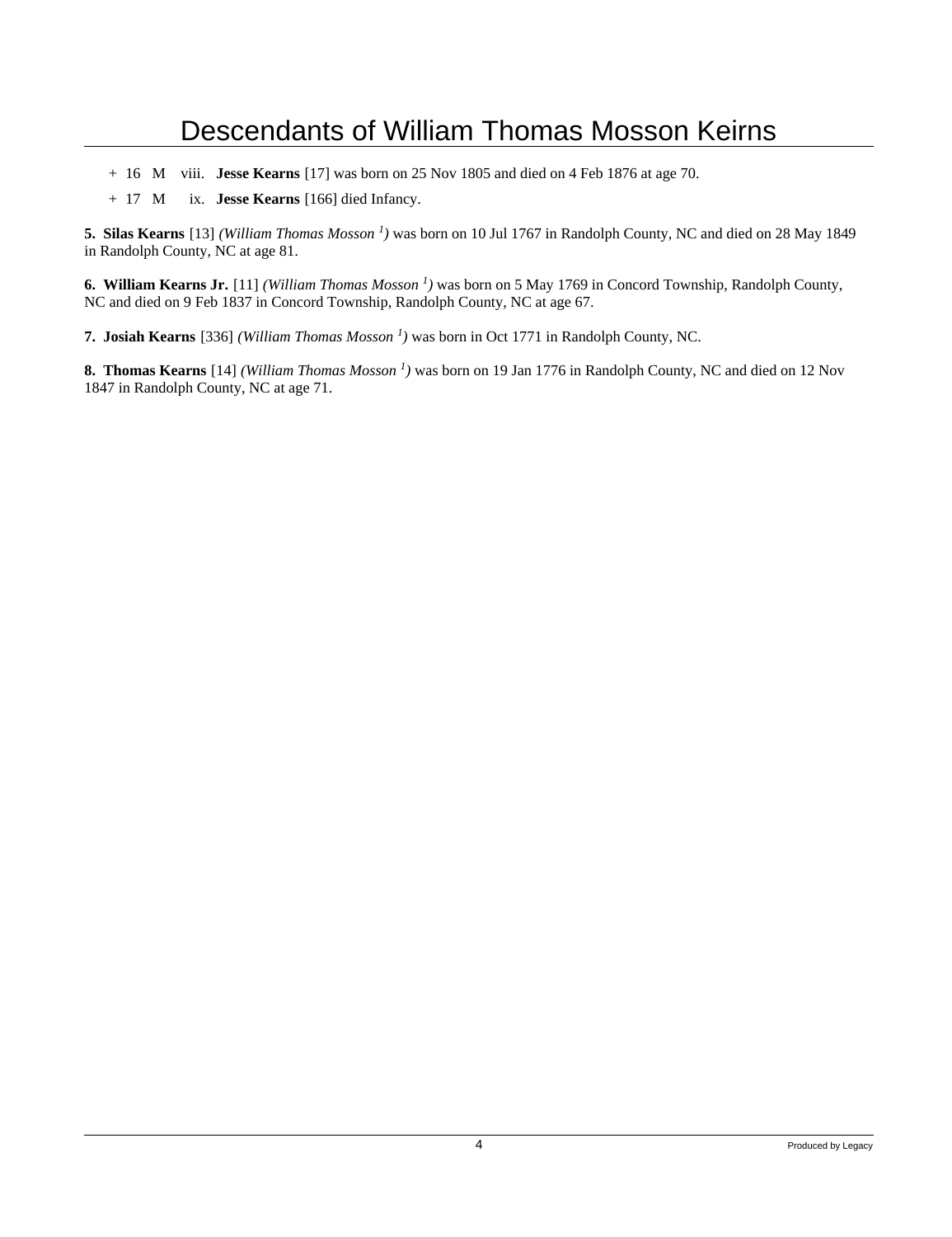+ 16 M viii. **Jesse Kearns** [17] was born on 25 Nov 1805 and died on 4 Feb 1876 at age 70.

+ 17 M ix. **Jesse Kearns** [166] died Infancy.

**5. Silas Kearns** [13] *(William Thomas Mosson [1])* was born on 10 Jul 1767 in Randolph County, NC and died on 28 May 1849 in Randolph County, NC at age 81.

**6. William Kearns Jr.** [11] *(William Thomas Mosson [1])* was born on 5 May 1769 in Concord Township, Randolph County, NC and died on 9 Feb 1837 in Concord Township, Randolph County, NC at age 67.

**7. Josiah Kearns** [336] *(William Thomas Mosson [1])* was born in Oct 1771 in Randolph County, NC.

**8. Thomas Kearns** [14] *(William Thomas Mosson [1])* was born on 19 Jan 1776 in Randolph County, NC and died on 12 Nov 1847 in Randolph County, NC at age 71.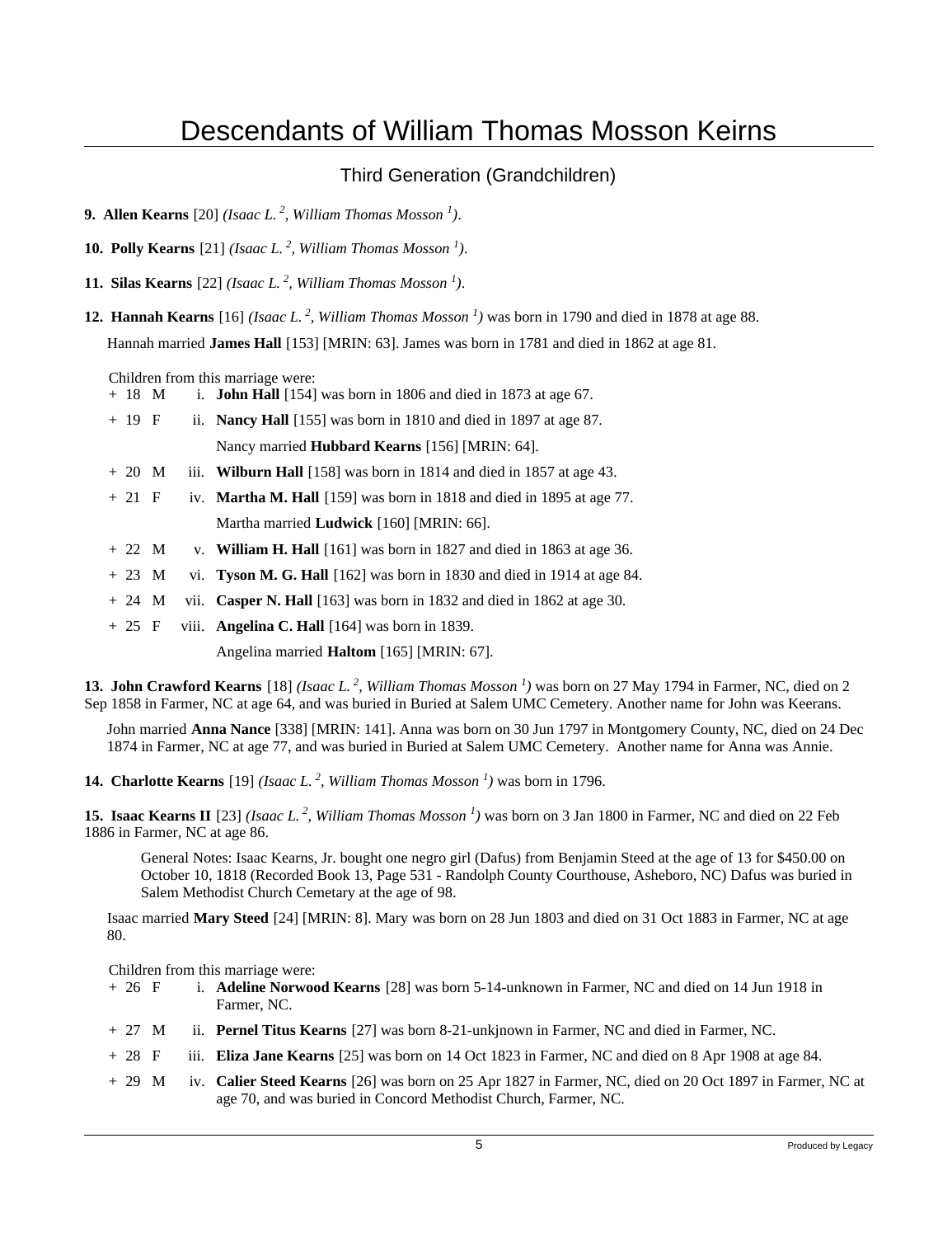# Descendants of William Thomas Mosson Keirns

## Third Generation (Grandchildren)

**9. Allen Kearns** [20] *(Isaac L.* [2]*, William Thomas Mosson* [1]*)*.

**10. Polly Kearns** [21] *(Isaac L.* [2]*, William Thomas Mosson* [1]*)*.

**11. Silas Kearns** [22] *(Isaac L.* [2]*, William Thomas Mosson* [1]*)*.

**12. Hannah Kearns** [16] *(Isaac L.* [2]*, William Thomas Mosson* [1]*)* was born in 1790 and died in 1878 at age 88.

Hannah married **James Hall** [153] [MRIN: 63]. James was born in 1781 and died in 1862 at age 81.

Children from this marriage were:

+ 18 M i. **John Hall** [154] was born in 1806 and died in 1873 at age 67.
+ 19 F ii. **Nancy Hall** [155] was born in 1810 and died in 1897 at age 87.
  Nancy married **Hubbard Kearns** [156] [MRIN: 64].
+ 20 M iii. **Wilburn Hall** [158] was born in 1814 and died in 1857 at age 43.
+ 21 F iv. **Martha M. Hall** [159] was born in 1818 and died in 1895 at age 77.
  Martha married **Ludwick** [160] [MRIN: 66].
+ 22 M v. **William H. Hall** [161] was born in 1827 and died in 1863 at age 36.
+ 23 M vi. **Tyson M. G. Hall** [162] was born in 1830 and died in 1914 at age 84.
+ 24 M vii. **Casper N. Hall** [163] was born in 1832 and died in 1862 at age 30.
+ 25 F viii. **Angelina C. Hall** [164] was born in 1839.
  Angelina married **Haltom** [165] [MRIN: 67].

**13. John Crawford Kearns** [18] *(Isaac L.* [2]*, William Thomas Mosson* [1]*)* was born on 27 May 1794 in Farmer, NC, died on 2 Sep 1858 in Farmer, NC at age 64, and was buried in Buried at Salem UMC Cemetery. Another name for John was Keerans.

John married **Anna Nance** [338] [MRIN: 141]. Anna was born on 30 Jun 1797 in Montgomery County, NC, died on 24 Dec 1874 in Farmer, NC at age 77, and was buried in Buried at Salem UMC Cemetery. Another name for Anna was Annie.

**14. Charlotte Kearns** [19] *(Isaac L.* [2]*, William Thomas Mosson* [1]*)* was born in 1796.

**15. Isaac Kearns II** [23] *(Isaac L.* [2]*, William Thomas Mosson* [1]*)* was born on 3 Jan 1800 in Farmer, NC and died on 22 Feb 1886 in Farmer, NC at age 86.

General Notes: Isaac Kearns, Jr. bought one negro girl (Dafus) from Benjamin Steed at the age of 13 for $450.00 on October 10, 1818 (Recorded Book 13, Page 531 - Randolph County Courthouse, Asheboro, NC) Dafus was buried in Salem Methodist Church Cemetary at the age of 98.

Isaac married **Mary Steed** [24] [MRIN: 8]. Mary was born on 28 Jun 1803 and died on 31 Oct 1883 in Farmer, NC at age 80.

Children from this marriage were:

+ 26 F i. **Adeline Norwood Kearns** [28] was born 5-14-unknown in Farmer, NC and died on 14 Jun 1918 in Farmer, NC.
+ 27 M ii. **Pernel Titus Kearns** [27] was born 8-21-unkjnown in Farmer, NC and died in Farmer, NC.
+ 28 F iii. **Eliza Jane Kearns** [25] was born on 14 Oct 1823 in Farmer, NC and died on 8 Apr 1908 at age 84.
+ 29 M iv. **Calier Steed Kearns** [26] was born on 25 Apr 1827 in Farmer, NC, died on 20 Oct 1897 in Farmer, NC at age 70, and was buried in Concord Methodist Church, Farmer, NC.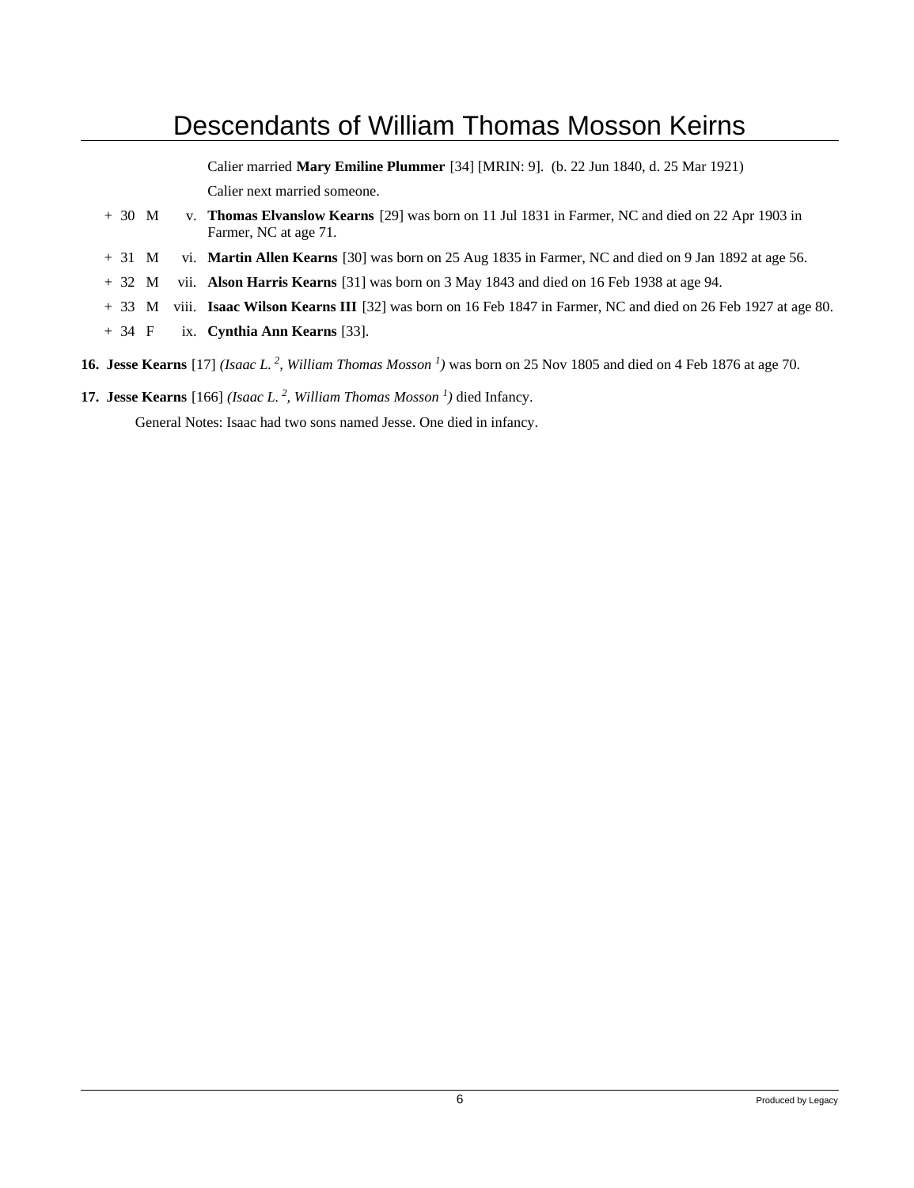Calier married **Mary Emiline Plummer** [34] [MRIN: 9]. (b. 22 Jun 1840, d. 25 Mar 1921)

Calier next married someone.

\+ 30 M v. **Thomas Elvanslow Kearns** [29] was born on 11 Jul 1831 in Farmer, NC and died on 22 Apr 1903 in Farmer, NC at age 71.

\+ 31 M vi. **Martin Allen Kearns** [30] was born on 25 Aug 1835 in Farmer, NC and died on 9 Jan 1892 at age 56.

\+ 32 M vii. **Alson Harris Kearns** [31] was born on 3 May 1843 and died on 16 Feb 1938 at age 94.

\+ 33 M viii. **Isaac Wilson Kearns III** [32] was born on 16 Feb 1847 in Farmer, NC and died on 26 Feb 1927 at age 80.

\+ 34 F ix. **Cynthia Ann Kearns** [33].

**16. Jesse Kearns** [17] *(Isaac L. 2, William Thomas Mosson 1)* was born on 25 Nov 1805 and died on 4 Feb 1876 at age 70.

**17. Jesse Kearns** [166] *(Isaac L. 2, William Thomas Mosson 1)* died Infancy.

General Notes: Isaac had two sons named Jesse. One died in infancy.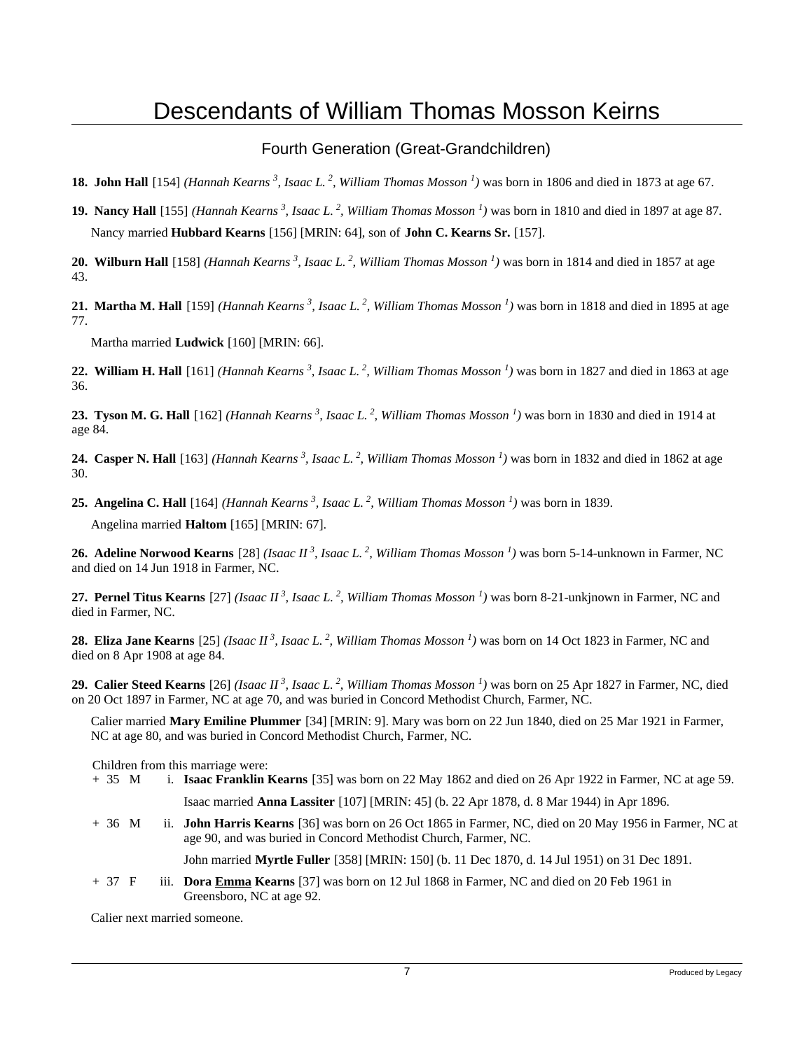# Descendants of William Thomas Mosson Keirns

## Fourth Generation (Great-Grandchildren)

**18. John Hall** [154] *(Hannah Kearns 3, Isaac L. 2, William Thomas Mosson 1)* was born in 1806 and died in 1873 at age 67.

**19. Nancy Hall** [155] *(Hannah Kearns 3, Isaac L. 2, William Thomas Mosson 1)* was born in 1810 and died in 1897 at age 87.

Nancy married **Hubbard Kearns** [156] [MRIN: 64], son of **John C. Kearns Sr.** [157].

**20. Wilburn Hall** [158] *(Hannah Kearns 3, Isaac L. 2, William Thomas Mosson 1)* was born in 1814 and died in 1857 at age 43.

**21. Martha M. Hall** [159] *(Hannah Kearns 3, Isaac L. 2, William Thomas Mosson 1)* was born in 1818 and died in 1895 at age 77.

Martha married **Ludwick** [160] [MRIN: 66].

**22. William H. Hall** [161] *(Hannah Kearns 3, Isaac L. 2, William Thomas Mosson 1)* was born in 1827 and died in 1863 at age 36.

**23. Tyson M. G. Hall** [162] *(Hannah Kearns 3, Isaac L. 2, William Thomas Mosson 1)* was born in 1830 and died in 1914 at age 84.

**24. Casper N. Hall** [163] *(Hannah Kearns 3, Isaac L. 2, William Thomas Mosson 1)* was born in 1832 and died in 1862 at age 30.

**25. Angelina C. Hall** [164] *(Hannah Kearns 3, Isaac L. 2, William Thomas Mosson 1)* was born in 1839.

Angelina married **Haltom** [165] [MRIN: 67].

**26. Adeline Norwood Kearns** [28] *(Isaac II 3, Isaac L. 2, William Thomas Mosson 1)* was born 5-14-unknown in Farmer, NC and died on 14 Jun 1918 in Farmer, NC.

**27. Pernel Titus Kearns** [27] *(Isaac II 3, Isaac L. 2, William Thomas Mosson 1)* was born 8-21-unkjnown in Farmer, NC and died in Farmer, NC.

**28. Eliza Jane Kearns** [25] *(Isaac II 3, Isaac L. 2, William Thomas Mosson 1)* was born on 14 Oct 1823 in Farmer, NC and died on 8 Apr 1908 at age 84.

**29. Calier Steed Kearns** [26] *(Isaac II 3, Isaac L. 2, William Thomas Mosson 1)* was born on 25 Apr 1827 in Farmer, NC, died on 20 Oct 1897 in Farmer, NC at age 70, and was buried in Concord Methodist Church, Farmer, NC.

Calier married **Mary Emiline Plummer** [34] [MRIN: 9]. Mary was born on 22 Jun 1840, died on 25 Mar 1921 in Farmer, NC at age 80, and was buried in Concord Methodist Church, Farmer, NC.

Children from this marriage were:

+ 35 M i. **Isaac Franklin Kearns** [35] was born on 22 May 1862 and died on 26 Apr 1922 in Farmer, NC at age 59.

  Isaac married **Anna Lassiter** [107] [MRIN: 45] (b. 22 Apr 1878, d. 8 Mar 1944) in Apr 1896.

+ 36 M ii. **John Harris Kearns** [36] was born on 26 Oct 1865 in Farmer, NC, died on 20 May 1956 in Farmer, NC at age 90, and was buried in Concord Methodist Church, Farmer, NC.

  John married **Myrtle Fuller** [358] [MRIN: 150] (b. 11 Dec 1870, d. 14 Jul 1951) on 31 Dec 1891.

+ 37 F iii. **Dora Emma Kearns** [37] was born on 12 Jul 1868 in Farmer, NC and died on 20 Feb 1961 in Greensboro, NC at age 92.

Calier next married someone.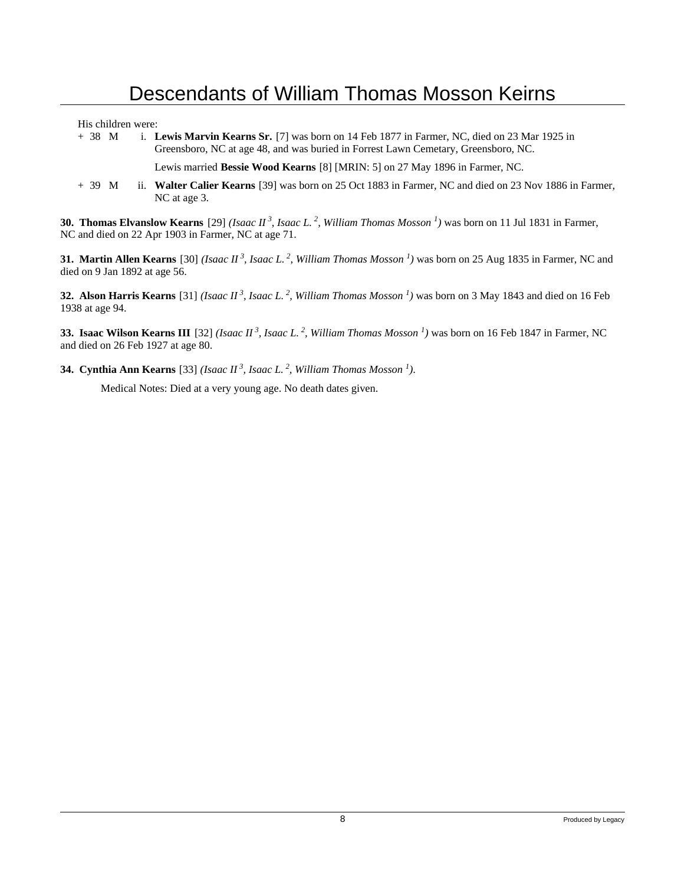His children were:

\+ 38 M i. **Lewis Marvin Kearns Sr.** [7] was born on 14 Feb 1877 in Farmer, NC, died on 23 Mar 1925 in Greensboro, NC at age 48, and was buried in Forrest Lawn Cemetary, Greensboro, NC.

Lewis married **Bessie Wood Kearns** [8] [MRIN: 5] on 27 May 1896 in Farmer, NC.

\+ 39 M ii. **Walter Calier Kearns** [39] was born on 25 Oct 1883 in Farmer, NC and died on 23 Nov 1886 in Farmer, NC at age 3.

**30. Thomas Elvanslow Kearns** [29] *(Isaac II 3, Isaac L. 2, William Thomas Mosson 1)* was born on 11 Jul 1831 in Farmer, NC and died on 22 Apr 1903 in Farmer, NC at age 71.

**31. Martin Allen Kearns** [30] *(Isaac II 3, Isaac L. 2, William Thomas Mosson 1)* was born on 25 Aug 1835 in Farmer, NC and died on 9 Jan 1892 at age 56.

**32. Alson Harris Kearns** [31] *(Isaac II 3, Isaac L. 2, William Thomas Mosson 1)* was born on 3 May 1843 and died on 16 Feb 1938 at age 94.

**33. Isaac Wilson Kearns III** [32] *(Isaac II 3, Isaac L. 2, William Thomas Mosson 1)* was born on 16 Feb 1847 in Farmer, NC and died on 26 Feb 1927 at age 80.

**34. Cynthia Ann Kearns** [33] *(Isaac II 3, Isaac L. 2, William Thomas Mosson 1)*.

Medical Notes: Died at a very young age. No death dates given.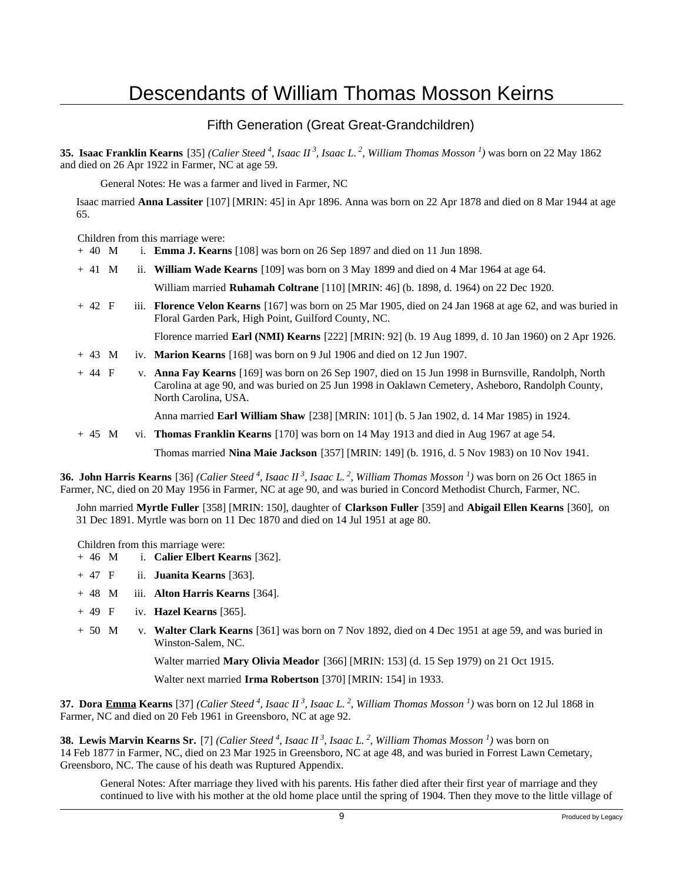# Descendants of William Thomas Mosson Keirns

## Fifth Generation (Great Great-Grandchildren)

**35. Isaac Franklin Kearns** [35] *(Calier Steed [4], Isaac II [3], Isaac L. [2], William Thomas Mosson [1])* was born on 22 May 1862 and died on 26 Apr 1922 in Farmer, NC at age 59.

General Notes: He was a farmer and lived in Farmer, NC

Isaac married **Anna Lassiter** [107] [MRIN: 45] in Apr 1896. Anna was born on 22 Apr 1878 and died on 8 Mar 1944 at age 65.

Children from this marriage were:

+ 40 M i. **Emma J. Kearns** [108] was born on 26 Sep 1897 and died on 11 Jun 1898.

+ 41 M ii. **William Wade Kearns** [109] was born on 3 May 1899 and died on 4 Mar 1964 at age 64.

  William married **Ruhamah Coltrane** [110] [MRIN: 46] (b. 1898, d. 1964) on 22 Dec 1920.

+ 42 F iii. **Florence Velon Kearns** [167] was born on 25 Mar 1905, died on 24 Jan 1968 at age 62, and was buried in Floral Garden Park, High Point, Guilford County, NC.

  Florence married **Earl (NMI) Kearns** [222] [MRIN: 92] (b. 19 Aug 1899, d. 10 Jan 1960) on 2 Apr 1926.

+ 43 M iv. **Marion Kearns** [168] was born on 9 Jul 1906 and died on 12 Jun 1907.

+ 44 F v. **Anna Fay Kearns** [169] was born on 26 Sep 1907, died on 15 Jun 1998 in Burnsville, Randolph, North Carolina at age 90, and was buried on 25 Jun 1998 in Oaklawn Cemetery, Asheboro, Randolph County, North Carolina, USA.

  Anna married **Earl William Shaw** [238] [MRIN: 101] (b. 5 Jan 1902, d. 14 Mar 1985) in 1924.

+ 45 M vi. **Thomas Franklin Kearns** [170] was born on 14 May 1913 and died in Aug 1967 at age 54.

  Thomas married **Nina Maie Jackson** [357] [MRIN: 149] (b. 1916, d. 5 Nov 1983) on 10 Nov 1941.

**36. John Harris Kearns** [36] *(Calier Steed [4], Isaac II [3], Isaac L. [2], William Thomas Mosson [1])* was born on 26 Oct 1865 in Farmer, NC, died on 20 May 1956 in Farmer, NC at age 90, and was buried in Concord Methodist Church, Farmer, NC.

John married **Myrtle Fuller** [358] [MRIN: 150], daughter of **Clarkson Fuller** [359] and **Abigail Ellen Kearns** [360], on 31 Dec 1891. Myrtle was born on 11 Dec 1870 and died on 14 Jul 1951 at age 80.

Children from this marriage were:

+ 46 M i. **Calier Elbert Kearns** [362].

+ 47 F ii. **Juanita Kearns** [363].

+ 48 M iii. **Alton Harris Kearns** [364].

+ 49 F iv. **Hazel Kearns** [365].

+ 50 M v. **Walter Clark Kearns** [361] was born on 7 Nov 1892, died on 4 Dec 1951 at age 59, and was buried in Winston-Salem, NC.

  Walter married **Mary Olivia Meador** [366] [MRIN: 153] (d. 15 Sep 1979) on 21 Oct 1915.

  Walter next married **Irma Robertson** [370] [MRIN: 154] in 1933.

**37. Dora Emma Kearns** [37] *(Calier Steed [4], Isaac II [3], Isaac L. [2], William Thomas Mosson [1])* was born on 12 Jul 1868 in Farmer, NC and died on 20 Feb 1961 in Greensboro, NC at age 92.

**38. Lewis Marvin Kearns Sr.** [7] *(Calier Steed [4], Isaac II [3], Isaac L. [2], William Thomas Mosson [1])* was born on 14 Feb 1877 in Farmer, NC, died on 23 Mar 1925 in Greensboro, NC at age 48, and was buried in Forrest Lawn Cemetary, Greensboro, NC. The cause of his death was Ruptured Appendix.

General Notes: After marriage they lived with his parents. His father died after their first year of marriage and they continued to live with his mother at the old home place until the spring of 1904. Then they move to the little village of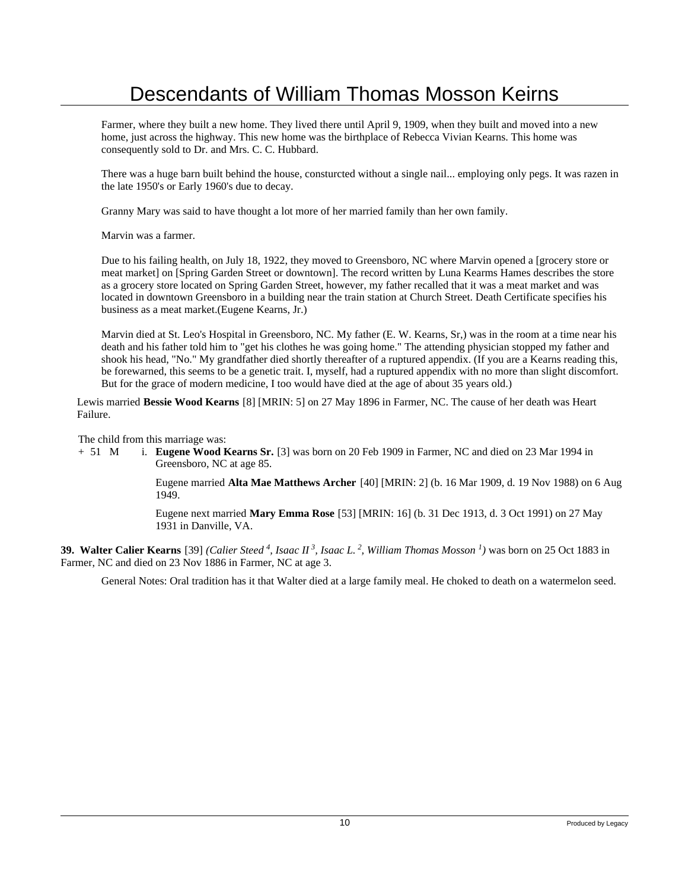Farmer, where they built a new home. They lived there until April 9, 1909, when they built and moved into a new home, just across the highway. This new home was the birthplace of Rebecca Vivian Kearns. This home was consequently sold to Dr. and Mrs. C. C. Hubbard.

There was a huge barn built behind the house, consturcted without a single nail... employing only pegs. It was razen in the late 1950's or Early 1960's due to decay.

Granny Mary was said to have thought a lot more of her married family than her own family.

Marvin was a farmer.

Due to his failing health, on July 18, 1922, they moved to Greensboro, NC where Marvin opened a [grocery store or meat market] on [Spring Garden Street or downtown]. The record written by Luna Kearms Hames describes the store as a grocery store located on Spring Garden Street, however, my father recalled that it was a meat market and was located in downtown Greensboro in a building near the train station at Church Street. Death Certificate specifies his business as a meat market.(Eugene Kearns, Jr.)

Marvin died at St. Leo's Hospital in Greensboro, NC. My father (E. W. Kearns, Sr,) was in the room at a time near his death and his father told him to "get his clothes he was going home." The attending physician stopped my father and shook his head, "No." My grandfather died shortly thereafter of a ruptured appendix. (If you are a Kearns reading this, be forewarned, this seems to be a genetic trait. I, myself, had a ruptured appendix with no more than slight discomfort. But for the grace of modern medicine, I too would have died at the age of about 35 years old.)

Lewis married **Bessie Wood Kearns** [8] [MRIN: 5] on 27 May 1896 in Farmer, NC. The cause of her death was Heart Failure.

The child from this marriage was:

\+ 51 M i. **Eugene Wood Kearns Sr.** [3] was born on 20 Feb 1909 in Farmer, NC and died on 23 Mar 1994 in Greensboro, NC at age 85.

Eugene married **Alta Mae Matthews Archer** [40] [MRIN: 2] (b. 16 Mar 1909, d. 19 Nov 1988) on 6 Aug 1949.

Eugene next married **Mary Emma Rose** [53] [MRIN: 16] (b. 31 Dec 1913, d. 3 Oct 1991) on 27 May 1931 in Danville, VA.

**39. Walter Calier Kearns** [39] *(Calier Steed 4, Isaac II 3, Isaac L. 2, William Thomas Mosson 1)* was born on 25 Oct 1883 in Farmer, NC and died on 23 Nov 1886 in Farmer, NC at age 3.

General Notes: Oral tradition has it that Walter died at a large family meal. He choked to death on a watermelon seed.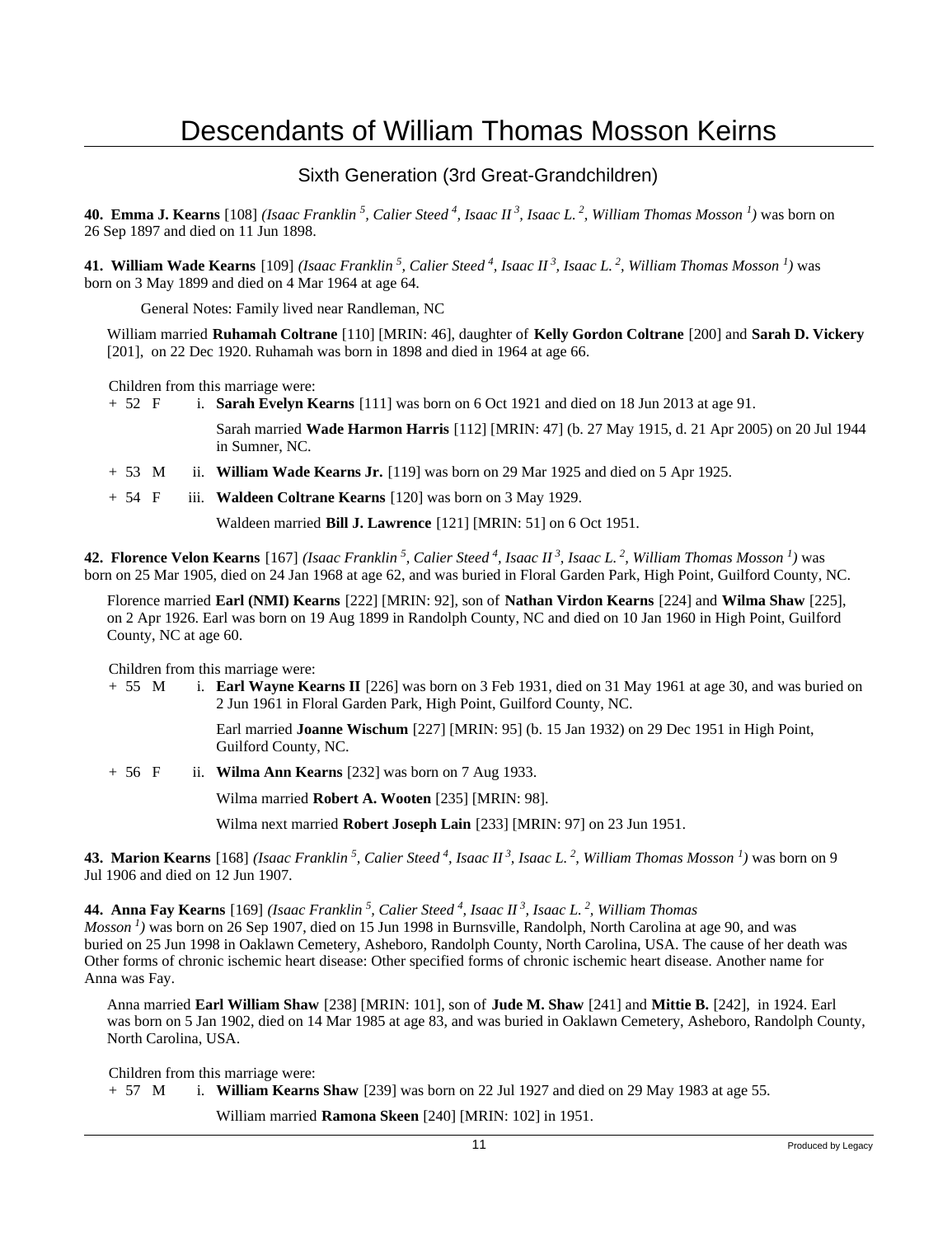# Descendants of William Thomas Mosson Keirns

## Sixth Generation (3rd Great-Grandchildren)

**40. Emma J. Kearns** [108] *(Isaac Franklin $^5$, Calier Steed $^4$, Isaac II $^3$, Isaac L. $^2$, William Thomas Mosson $^1$)* was born on 26 Sep 1897 and died on 11 Jun 1898.

**41. William Wade Kearns** [109] *(Isaac Franklin $^5$, Calier Steed $^4$, Isaac II $^3$, Isaac L. $^2$, William Thomas Mosson $^1$)* was born on 3 May 1899 and died on 4 Mar 1964 at age 64.

General Notes: Family lived near Randleman, NC

William married **Ruhamah Coltrane** [110] [MRIN: 46], daughter of **Kelly Gordon Coltrane** [200] and **Sarah D. Vickery** [201], on 22 Dec 1920. Ruhamah was born in 1898 and died in 1964 at age 66.

Children from this marriage were:

+ 52 F i. **Sarah Evelyn Kearns** [111] was born on 6 Oct 1921 and died on 18 Jun 2013 at age 91.

  Sarah married **Wade Harmon Harris** [112] [MRIN: 47] (b. 27 May 1915, d. 21 Apr 2005) on 20 Jul 1944 in Sumner, NC.

+ 53 M ii. **William Wade Kearns Jr.** [119] was born on 29 Mar 1925 and died on 5 Apr 1925.

+ 54 F iii. **Waldeen Coltrane Kearns** [120] was born on 3 May 1929.

  Waldeen married **Bill J. Lawrence** [121] [MRIN: 51] on 6 Oct 1951.

**42. Florence Velon Kearns** [167] *(Isaac Franklin $^5$, Calier Steed $^4$, Isaac II $^3$, Isaac L. $^2$, William Thomas Mosson $^1$)* was born on 25 Mar 1905, died on 24 Jan 1968 at age 62, and was buried in Floral Garden Park, High Point, Guilford County, NC.

Florence married **Earl (NMI) Kearns** [222] [MRIN: 92], son of **Nathan Virdon Kearns** [224] and **Wilma Shaw** [225], on 2 Apr 1926. Earl was born on 19 Aug 1899 in Randolph County, NC and died on 10 Jan 1960 in High Point, Guilford County, NC at age 60.

Children from this marriage were:

+ 55 M i. **Earl Wayne Kearns II** [226] was born on 3 Feb 1931, died on 31 May 1961 at age 30, and was buried on 2 Jun 1961 in Floral Garden Park, High Point, Guilford County, NC.

  Earl married **Joanne Wischum** [227] [MRIN: 95] (b. 15 Jan 1932) on 29 Dec 1951 in High Point, Guilford County, NC.

+ 56 F ii. **Wilma Ann Kearns** [232] was born on 7 Aug 1933.

  Wilma married **Robert A. Wooten** [235] [MRIN: 98].

  Wilma next married **Robert Joseph Lain** [233] [MRIN: 97] on 23 Jun 1951.

**43. Marion Kearns** [168] *(Isaac Franklin $^5$, Calier Steed $^4$, Isaac II $^3$, Isaac L. $^2$, William Thomas Mosson $^1$)* was born on 9 Jul 1906 and died on 12 Jun 1907.

**44. Anna Fay Kearns** [169] *(Isaac Franklin $^5$, Calier Steed $^4$, Isaac II $^3$, Isaac L. $^2$, William Thomas Mosson $^1$)* was born on 26 Sep 1907, died on 15 Jun 1998 in Burnsville, Randolph, North Carolina at age 90, and was buried on 25 Jun 1998 in Oaklawn Cemetery, Asheboro, Randolph County, North Carolina, USA. The cause of her death was Other forms of chronic ischemic heart disease: Other specified forms of chronic ischemic heart disease. Another name for Anna was Fay.

Anna married **Earl William Shaw** [238] [MRIN: 101], son of **Jude M. Shaw** [241] and **Mittie B.** [242], in 1924. Earl was born on 5 Jan 1902, died on 14 Mar 1985 at age 83, and was buried in Oaklawn Cemetery, Asheboro, Randolph County, North Carolina, USA.

Children from this marriage were:

+ 57 M i. **William Kearns Shaw** [239] was born on 22 Jul 1927 and died on 29 May 1983 at age 55.

  William married **Ramona Skeen** [240] [MRIN: 102] in 1951.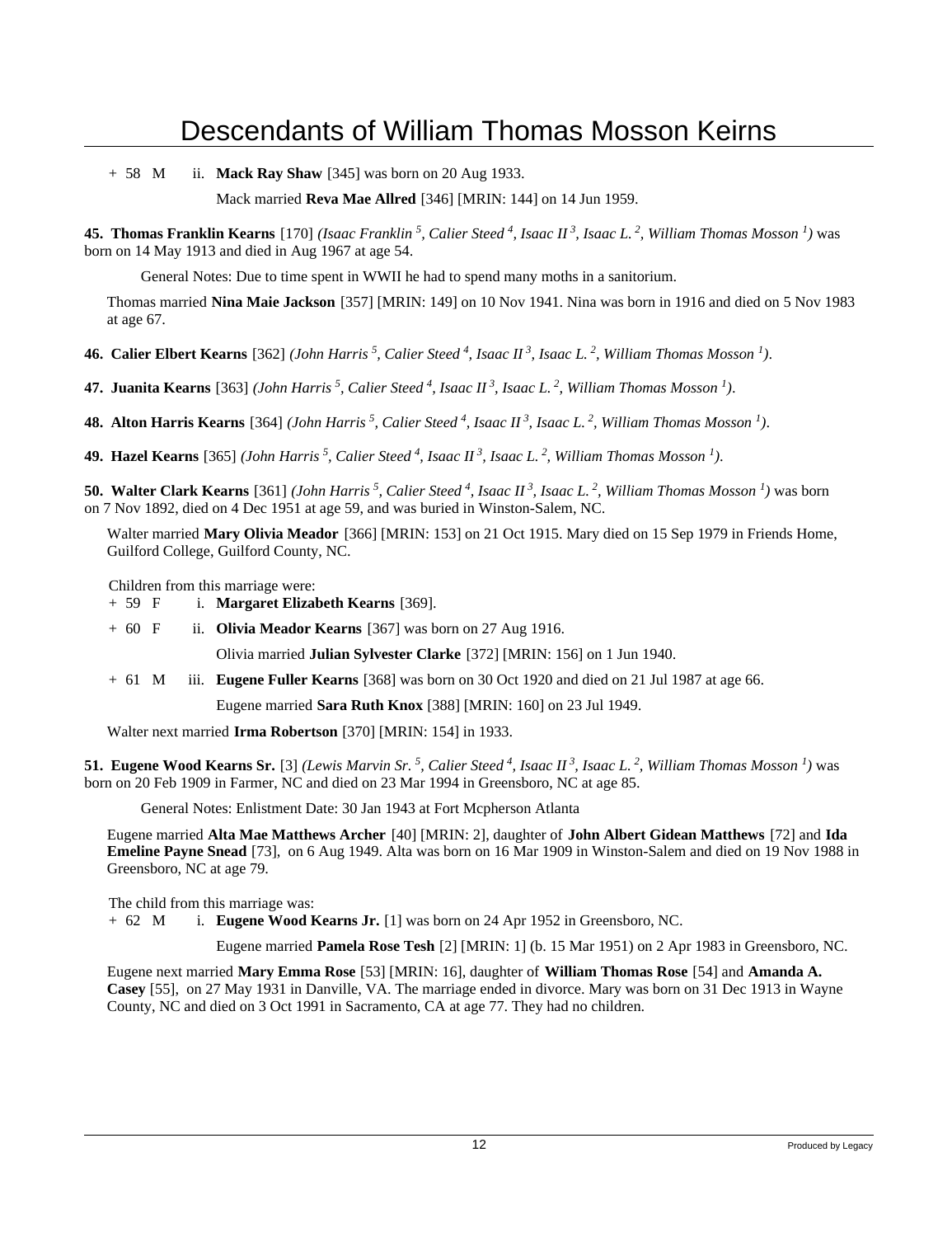+ 58 M ii. **Mack Ray Shaw** [345] was born on 20 Aug 1933.

Mack married **Reva Mae Allred** [346] [MRIN: 144] on 14 Jun 1959.

**45. Thomas Franklin Kearns** [170] *(Isaac Franklin 5, Calier Steed 4, Isaac II 3, Isaac L. 2, William Thomas Mosson 1)* was born on 14 May 1913 and died in Aug 1967 at age 54.

General Notes: Due to time spent in WWII he had to spend many moths in a sanitorium.

Thomas married **Nina Maie Jackson** [357] [MRIN: 149] on 10 Nov 1941. Nina was born in 1916 and died on 5 Nov 1983 at age 67.

**46. Calier Elbert Kearns** [362] *(John Harris 5, Calier Steed 4, Isaac II 3, Isaac L. 2, William Thomas Mosson 1)*.

**47. Juanita Kearns** [363] *(John Harris 5, Calier Steed 4, Isaac II 3, Isaac L. 2, William Thomas Mosson 1)*.

**48. Alton Harris Kearns** [364] *(John Harris 5, Calier Steed 4, Isaac II 3, Isaac L. 2, William Thomas Mosson 1)*.

**49. Hazel Kearns** [365] *(John Harris 5, Calier Steed 4, Isaac II 3, Isaac L. 2, William Thomas Mosson 1)*.

**50. Walter Clark Kearns** [361] *(John Harris 5, Calier Steed 4, Isaac II 3, Isaac L. 2, William Thomas Mosson 1)* was born on 7 Nov 1892, died on 4 Dec 1951 at age 59, and was buried in Winston-Salem, NC.

Walter married **Mary Olivia Meador** [366] [MRIN: 153] on 21 Oct 1915. Mary died on 15 Sep 1979 in Friends Home, Guilford College, Guilford County, NC.

Children from this marriage were:

+ 59 F i. **Margaret Elizabeth Kearns** [369].

+ 60 F ii. **Olivia Meador Kearns** [367] was born on 27 Aug 1916.

Olivia married **Julian Sylvester Clarke** [372] [MRIN: 156] on 1 Jun 1940.

+ 61 M iii. **Eugene Fuller Kearns** [368] was born on 30 Oct 1920 and died on 21 Jul 1987 at age 66.

Eugene married **Sara Ruth Knox** [388] [MRIN: 160] on 23 Jul 1949.

Walter next married **Irma Robertson** [370] [MRIN: 154] in 1933.

**51. Eugene Wood Kearns Sr.** [3] *(Lewis Marvin Sr. 5, Calier Steed 4, Isaac II 3, Isaac L. 2, William Thomas Mosson 1)* was born on 20 Feb 1909 in Farmer, NC and died on 23 Mar 1994 in Greensboro, NC at age 85.

General Notes: Enlistment Date: 30 Jan 1943 at Fort Mcpherson Atlanta

Eugene married **Alta Mae Matthews Archer** [40] [MRIN: 2], daughter of **John Albert Gidean Matthews** [72] and **Ida Emeline Payne Snead** [73], on 6 Aug 1949. Alta was born on 16 Mar 1909 in Winston-Salem and died on 19 Nov 1988 in Greensboro, NC at age 79.

The child from this marriage was:

+ 62 M i. **Eugene Wood Kearns Jr.** [1] was born on 24 Apr 1952 in Greensboro, NC.

Eugene married **Pamela Rose Tesh** [2] [MRIN: 1] (b. 15 Mar 1951) on 2 Apr 1983 in Greensboro, NC.

Eugene next married **Mary Emma Rose** [53] [MRIN: 16], daughter of **William Thomas Rose** [54] and **Amanda A. Casey** [55], on 27 May 1931 in Danville, VA. The marriage ended in divorce. Mary was born on 31 Dec 1913 in Wayne County, NC and died on 3 Oct 1991 in Sacramento, CA at age 77. They had no children.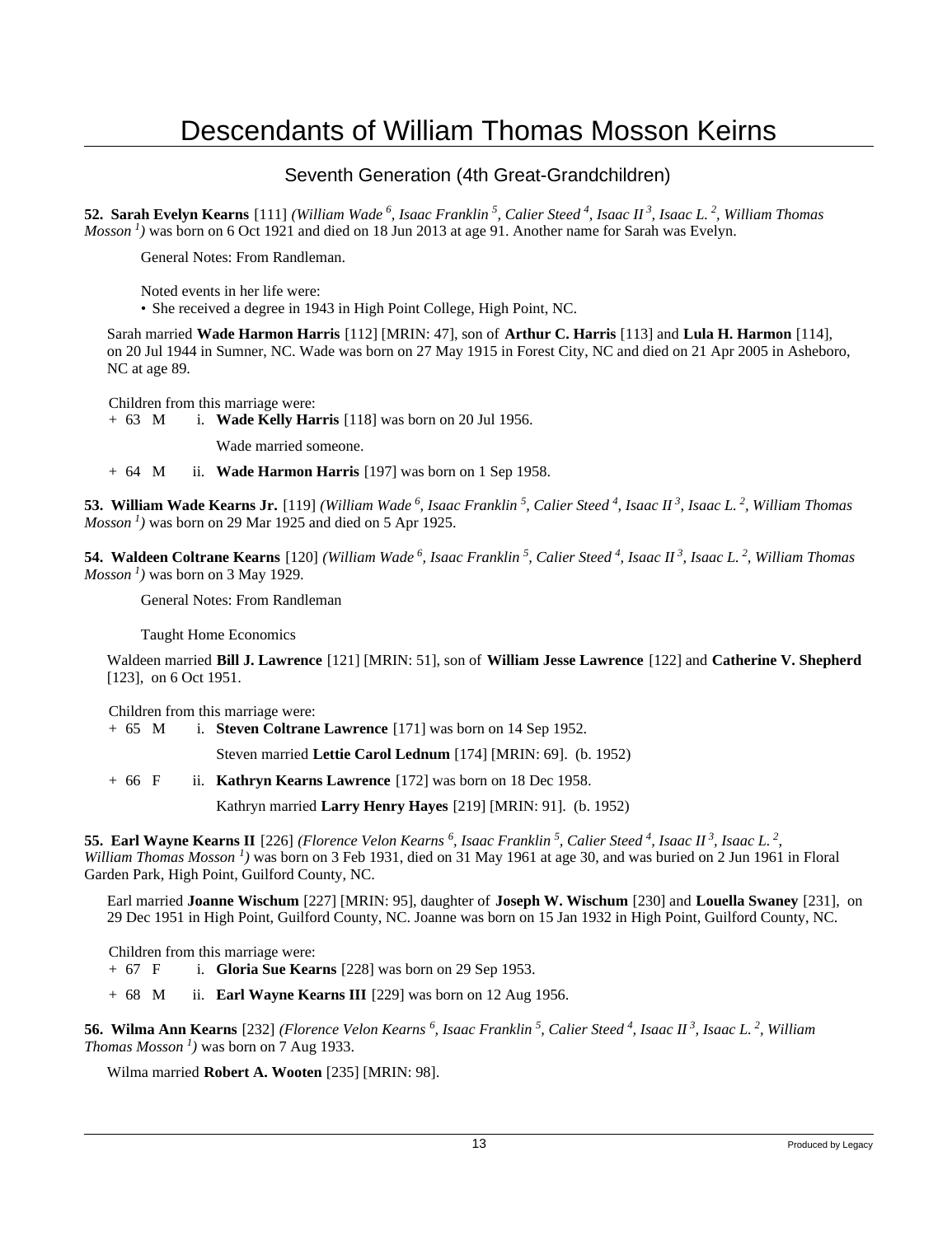# Descendants of William Thomas Mosson Keirns

## Seventh Generation (4th Great-Grandchildren)

**52. Sarah Evelyn Kearns** [111] *(William Wade 6, Isaac Franklin 5, Calier Steed 4, Isaac II 3, Isaac L. 2, William Thomas Mosson 1)* was born on 6 Oct 1921 and died on 18 Jun 2013 at age 91. Another name for Sarah was Evelyn.

General Notes: From Randleman.

Noted events in her life were:

- She received a degree in 1943 in High Point College, High Point, NC.

Sarah married **Wade Harmon Harris** [112] [MRIN: 47], son of **Arthur C. Harris** [113] and **Lula H. Harmon** [114], on 20 Jul 1944 in Sumner, NC. Wade was born on 27 May 1915 in Forest City, NC and died on 21 Apr 2005 in Asheboro, NC at age 89.

Children from this marriage were:

+ 63 M i. **Wade Kelly Harris** [118] was born on 20 Jul 1956.

Wade married someone.

+ 64 M ii. **Wade Harmon Harris** [197] was born on 1 Sep 1958.

**53. William Wade Kearns Jr.** [119] *(William Wade 6, Isaac Franklin 5, Calier Steed 4, Isaac II 3, Isaac L. 2, William Thomas Mosson 1)* was born on 29 Mar 1925 and died on 5 Apr 1925.

**54. Waldeen Coltrane Kearns** [120] *(William Wade 6, Isaac Franklin 5, Calier Steed 4, Isaac II 3, Isaac L. 2, William Thomas Mosson 1)* was born on 3 May 1929.

General Notes: From Randleman

Taught Home Economics

Waldeen married **Bill J. Lawrence** [121] [MRIN: 51], son of **William Jesse Lawrence** [122] and **Catherine V. Shepherd** [123], on 6 Oct 1951.

Children from this marriage were:

+ 65 M i. **Steven Coltrane Lawrence** [171] was born on 14 Sep 1952.

Steven married **Lettie Carol Lednum** [174] [MRIN: 69]. (b. 1952)

+ 66 F ii. **Kathryn Kearns Lawrence** [172] was born on 18 Dec 1958.

Kathryn married **Larry Henry Hayes** [219] [MRIN: 91]. (b. 1952)

**55. Earl Wayne Kearns II** [226] *(Florence Velon Kearns 6, Isaac Franklin 5, Calier Steed 4, Isaac II 3, Isaac L. 2, William Thomas Mosson 1)* was born on 3 Feb 1931, died on 31 May 1961 at age 30, and was buried on 2 Jun 1961 in Floral Garden Park, High Point, Guilford County, NC.

Earl married **Joanne Wischum** [227] [MRIN: 95], daughter of **Joseph W. Wischum** [230] and **Louella Swaney** [231], on 29 Dec 1951 in High Point, Guilford County, NC. Joanne was born on 15 Jan 1932 in High Point, Guilford County, NC.

Children from this marriage were:

+ 67 F i. **Gloria Sue Kearns** [228] was born on 29 Sep 1953.

+ 68 M ii. **Earl Wayne Kearns III** [229] was born on 12 Aug 1956.

**56. Wilma Ann Kearns** [232] *(Florence Velon Kearns 6, Isaac Franklin 5, Calier Steed 4, Isaac II 3, Isaac L. 2, William Thomas Mosson 1)* was born on 7 Aug 1933.

Wilma married **Robert A. Wooten** [235] [MRIN: 98].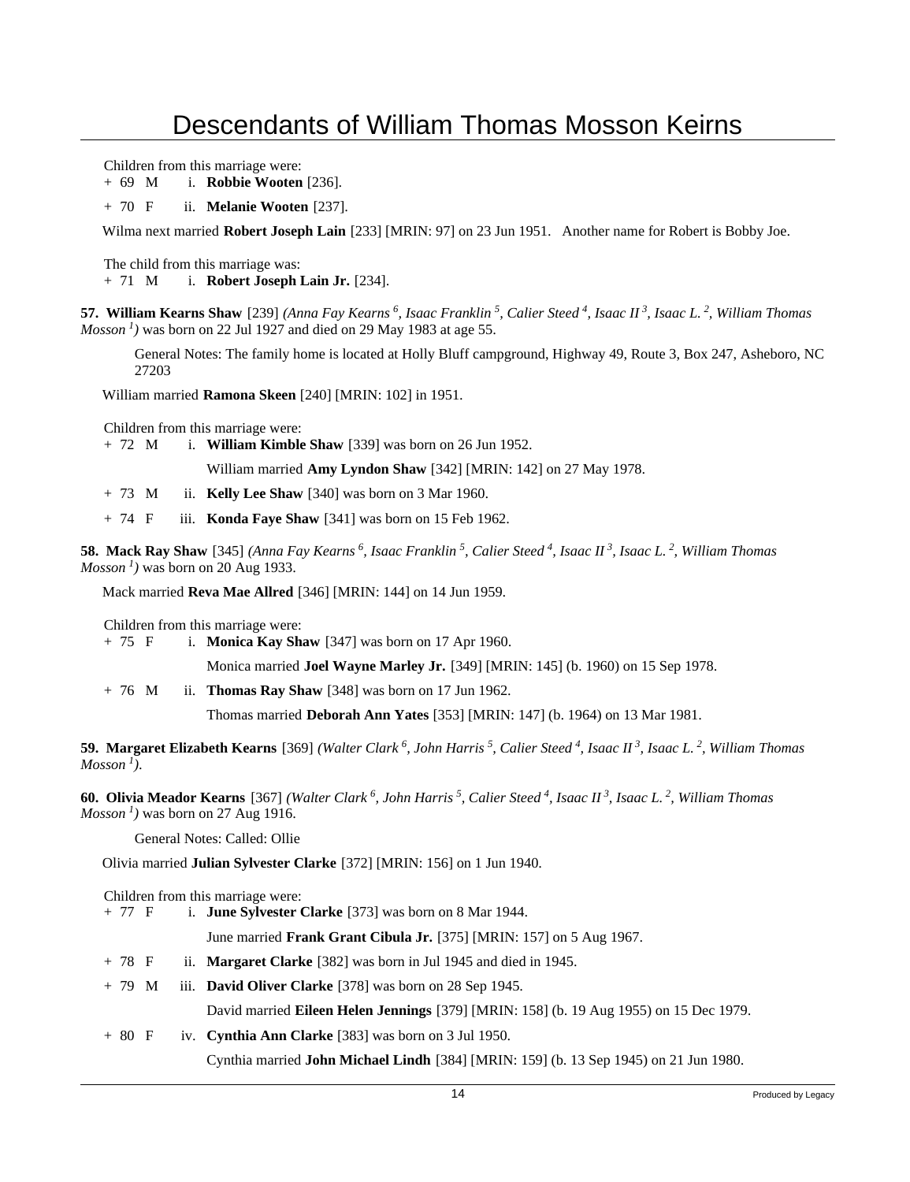Children from this marriage were:

+ 69 M i. **Robbie Wooten** [236].
+ 70 F ii. **Melanie Wooten** [237].

Wilma next married **Robert Joseph Lain** [233] [MRIN: 97] on 23 Jun 1951. Another name for Robert is Bobby Joe.

The child from this marriage was:

+ 71 M i. **Robert Joseph Lain Jr.** [234].

**57. William Kearns Shaw** [239] *(Anna Fay Kearns 6, Isaac Franklin 5, Calier Steed 4, Isaac II 3, Isaac L. 2, William Thomas Mosson 1)* was born on 22 Jul 1927 and died on 29 May 1983 at age 55.

General Notes: The family home is located at Holly Bluff campground, Highway 49, Route 3, Box 247, Asheboro, NC 27203

William married **Ramona Skeen** [240] [MRIN: 102] in 1951.

Children from this marriage were:

+ 72 M i. **William Kimble Shaw** [339] was born on 26 Jun 1952.

  William married **Amy Lyndon Shaw** [342] [MRIN: 142] on 27 May 1978.

+ 73 M ii. **Kelly Lee Shaw** [340] was born on 3 Mar 1960.
+ 74 F iii. **Konda Faye Shaw** [341] was born on 15 Feb 1962.

**58. Mack Ray Shaw** [345] *(Anna Fay Kearns 6, Isaac Franklin 5, Calier Steed 4, Isaac II 3, Isaac L. 2, William Thomas Mosson 1)* was born on 20 Aug 1933.

Mack married **Reva Mae Allred** [346] [MRIN: 144] on 14 Jun 1959.

Children from this marriage were:

+ 75 F i. **Monica Kay Shaw** [347] was born on 17 Apr 1960.

  Monica married **Joel Wayne Marley Jr.** [349] [MRIN: 145] (b. 1960) on 15 Sep 1978.

+ 76 M ii. **Thomas Ray Shaw** [348] was born on 17 Jun 1962.

  Thomas married **Deborah Ann Yates** [353] [MRIN: 147] (b. 1964) on 13 Mar 1981.

**59. Margaret Elizabeth Kearns** [369] *(Walter Clark 6, John Harris 5, Calier Steed 4, Isaac II 3, Isaac L. 2, William Thomas Mosson 1).*

**60. Olivia Meador Kearns** [367] *(Walter Clark 6, John Harris 5, Calier Steed 4, Isaac II 3, Isaac L. 2, William Thomas Mosson 1)* was born on 27 Aug 1916.

General Notes: Called: Ollie

Olivia married **Julian Sylvester Clarke** [372] [MRIN: 156] on 1 Jun 1940.

Children from this marriage were:

+ 77 F i. **June Sylvester Clarke** [373] was born on 8 Mar 1944.

  June married **Frank Grant Cibula Jr.** [375] [MRIN: 157] on 5 Aug 1967.

+ 78 F ii. **Margaret Clarke** [382] was born in Jul 1945 and died in 1945.
+ 79 M iii. **David Oliver Clarke** [378] was born on 28 Sep 1945.

  David married **Eileen Helen Jennings** [379] [MRIN: 158] (b. 19 Aug 1955) on 15 Dec 1979.

+ 80 F iv. **Cynthia Ann Clarke** [383] was born on 3 Jul 1950.

  Cynthia married **John Michael Lindh** [384] [MRIN: 159] (b. 13 Sep 1945) on 21 Jun 1980.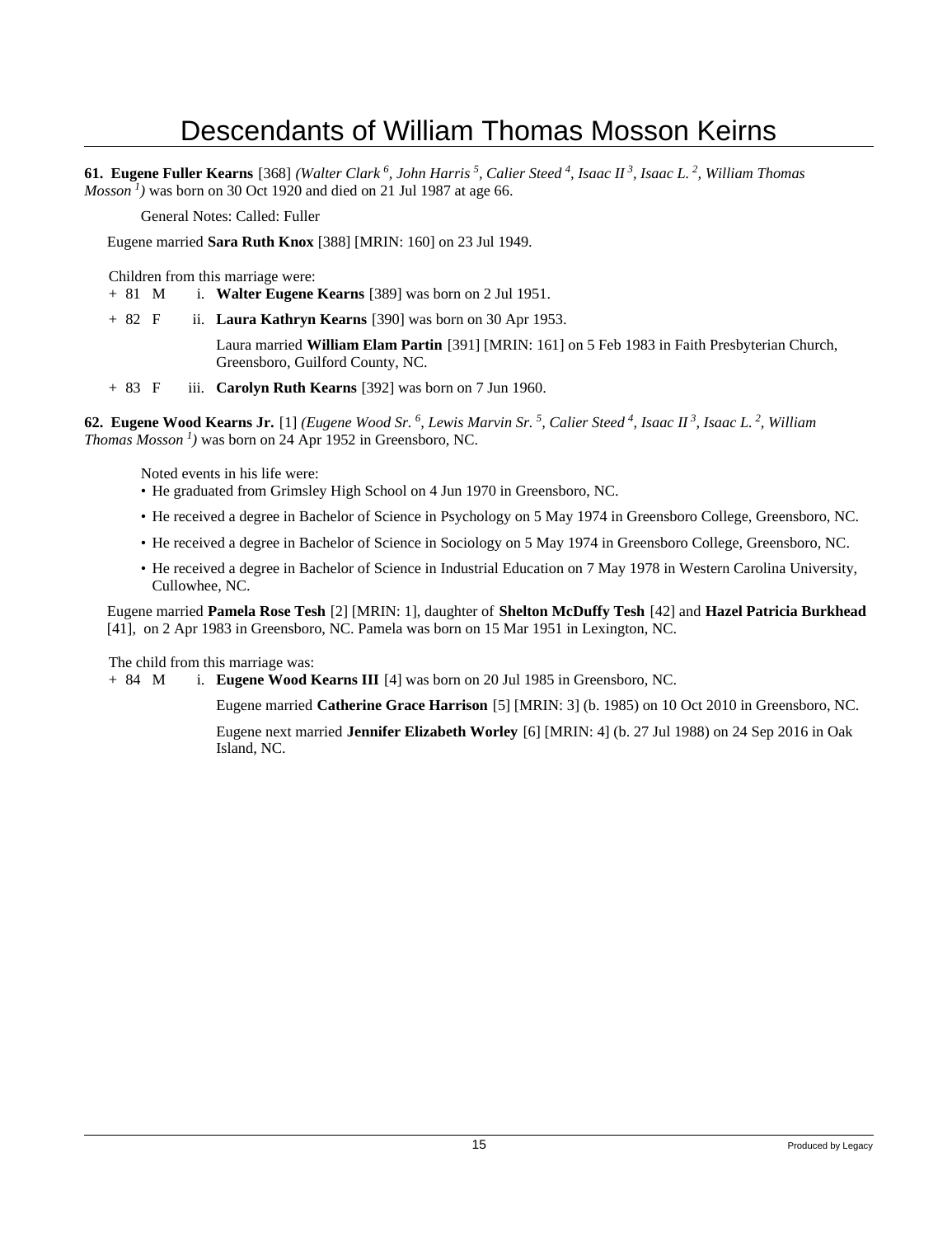# Descendants of William Thomas Mosson Keirns

**61. Eugene Fuller Kearns** [368] *(Walter Clark [6], John Harris [5], Calier Steed [4], Isaac II [3], Isaac L. [2], William Thomas Mosson [1])* was born on 30 Oct 1920 and died on 21 Jul 1987 at age 66.

General Notes: Called: Fuller

Eugene married **Sara Ruth Knox** [388] [MRIN: 160] on 23 Jul 1949.

Children from this marriage were:

\+ 81 M i. **Walter Eugene Kearns** [389] was born on 2 Jul 1951.

\+ 82 F ii. **Laura Kathryn Kearns** [390] was born on 30 Apr 1953.

Laura married **William Elam Partin** [391] [MRIN: 161] on 5 Feb 1983 in Faith Presbyterian Church, Greensboro, Guilford County, NC.

\+ 83 F iii. **Carolyn Ruth Kearns** [392] was born on 7 Jun 1960.

**62. Eugene Wood Kearns Jr.** [1] *(Eugene Wood Sr. [6], Lewis Marvin Sr. [5], Calier Steed [4], Isaac II [3], Isaac L. [2], William Thomas Mosson [1])* was born on 24 Apr 1952 in Greensboro, NC.

Noted events in his life were:

- He graduated from Grimsley High School on 4 Jun 1970 in Greensboro, NC.
- He received a degree in Bachelor of Science in Psychology on 5 May 1974 in Greensboro College, Greensboro, NC.
- He received a degree in Bachelor of Science in Sociology on 5 May 1974 in Greensboro College, Greensboro, NC.
- He received a degree in Bachelor of Science in Industrial Education on 7 May 1978 in Western Carolina University, Cullowhee, NC.

Eugene married **Pamela Rose Tesh** [2] [MRIN: 1], daughter of **Shelton McDuffy Tesh** [42] and **Hazel Patricia Burkhead** [41], on 2 Apr 1983 in Greensboro, NC. Pamela was born on 15 Mar 1951 in Lexington, NC.

The child from this marriage was:

\+ 84 M i. **Eugene Wood Kearns III** [4] was born on 20 Jul 1985 in Greensboro, NC.

Eugene married **Catherine Grace Harrison** [5] [MRIN: 3] (b. 1985) on 10 Oct 2010 in Greensboro, NC.

Eugene next married **Jennifer Elizabeth Worley** [6] [MRIN: 4] (b. 27 Jul 1988) on 24 Sep 2016 in Oak Island, NC.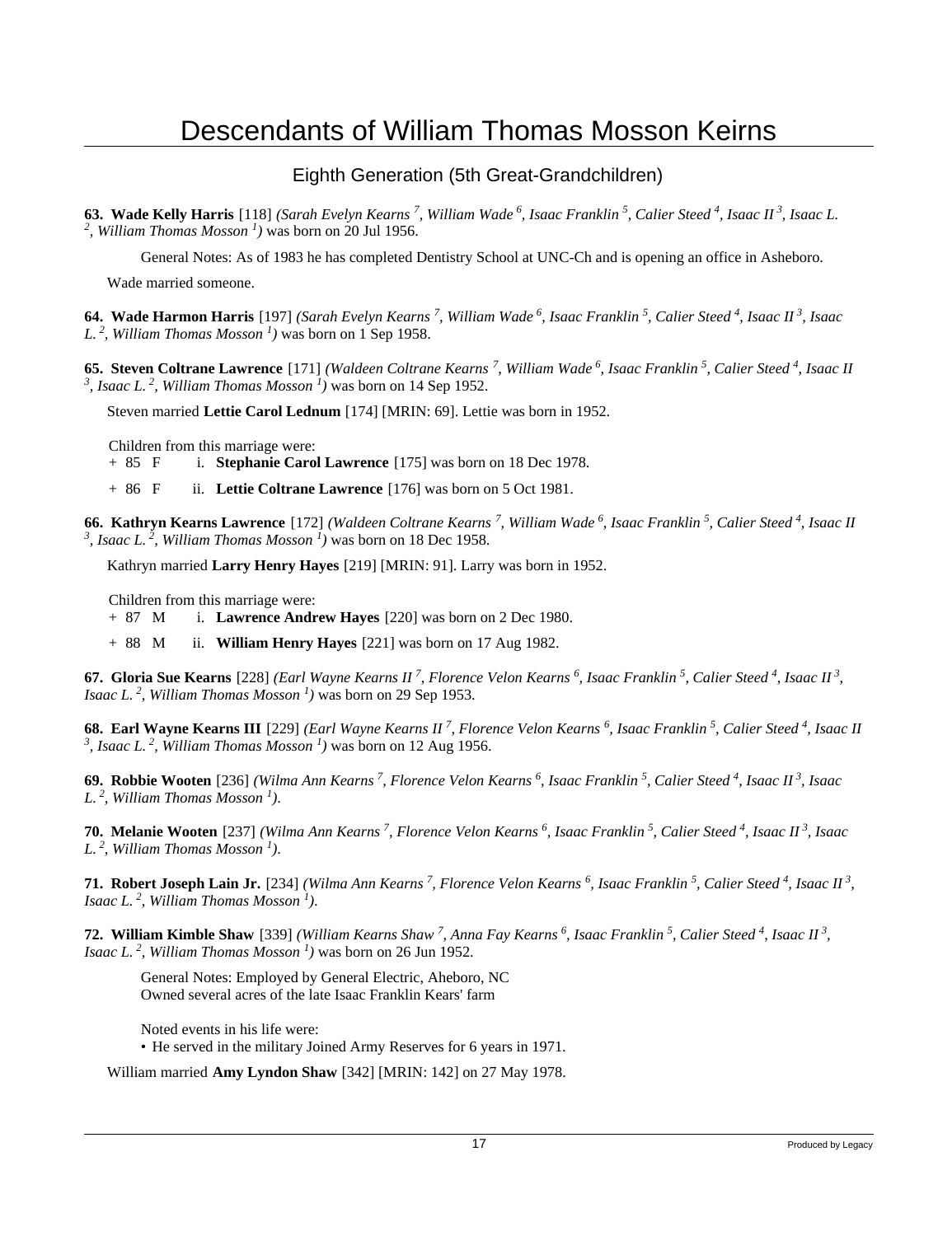# Descendants of William Thomas Mosson Keirns

## Eighth Generation (5th Great-Grandchildren)

**63. Wade Kelly Harris** [118] *(Sarah Evelyn Kearns $^{7}$, William Wade $^{6}$, Isaac Franklin $^{5}$, Calier Steed $^{4}$, Isaac II $^{3}$, Isaac L. $^{2}$, William Thomas Mosson $^{1}$)* was born on 20 Jul 1956.

General Notes: As of 1983 he has completed Dentistry School at UNC-Ch and is opening an office in Asheboro.

Wade married someone.

**64. Wade Harmon Harris** [197] *(Sarah Evelyn Kearns $^{7}$, William Wade $^{6}$, Isaac Franklin $^{5}$, Calier Steed $^{4}$, Isaac II $^{3}$, Isaac L. $^{2}$, William Thomas Mosson $^{1}$)* was born on 1 Sep 1958.

**65. Steven Coltrane Lawrence** [171] *(Waldeen Coltrane Kearns $^{7}$, William Wade $^{6}$, Isaac Franklin $^{5}$, Calier Steed $^{4}$, Isaac II $^{3}$, Isaac L. $^{2}$, William Thomas Mosson $^{1}$)* was born on 14 Sep 1952.

Steven married **Lettie Carol Lednum** [174] [MRIN: 69]. Lettie was born in 1952.

Children from this marriage were:

+ 85 F i. **Stephanie Carol Lawrence** [175] was born on 18 Dec 1978.

+ 86 F ii. **Lettie Coltrane Lawrence** [176] was born on 5 Oct 1981.

**66. Kathryn Kearns Lawrence** [172] *(Waldeen Coltrane Kearns $^{7}$, William Wade $^{6}$, Isaac Franklin $^{5}$, Calier Steed $^{4}$, Isaac II $^{3}$, Isaac L. $^{2}$, William Thomas Mosson $^{1}$)* was born on 18 Dec 1958.

Kathryn married **Larry Henry Hayes** [219] [MRIN: 91]. Larry was born in 1952.

Children from this marriage were:

+ 87 M i. **Lawrence Andrew Hayes** [220] was born on 2 Dec 1980.

+ 88 M ii. **William Henry Hayes** [221] was born on 17 Aug 1982.

**67. Gloria Sue Kearns** [228] *(Earl Wayne Kearns II $^{7}$, Florence Velon Kearns $^{6}$, Isaac Franklin $^{5}$, Calier Steed $^{4}$, Isaac II $^{3}$, Isaac L. $^{2}$, William Thomas Mosson $^{1}$)* was born on 29 Sep 1953.

**68. Earl Wayne Kearns III** [229] *(Earl Wayne Kearns II $^{7}$, Florence Velon Kearns $^{6}$, Isaac Franklin $^{5}$, Calier Steed $^{4}$, Isaac II $^{3}$, Isaac L. $^{2}$, William Thomas Mosson $^{1}$)* was born on 12 Aug 1956.

**69. Robbie Wooten** [236] *(Wilma Ann Kearns $^{7}$, Florence Velon Kearns $^{6}$, Isaac Franklin $^{5}$, Calier Steed $^{4}$, Isaac II $^{3}$, Isaac L. $^{2}$, William Thomas Mosson $^{1}$).*

**70. Melanie Wooten** [237] *(Wilma Ann Kearns $^{7}$, Florence Velon Kearns $^{6}$, Isaac Franklin $^{5}$, Calier Steed $^{4}$, Isaac II $^{3}$, Isaac L. $^{2}$, William Thomas Mosson $^{1}$).*

**71. Robert Joseph Lain Jr.** [234] *(Wilma Ann Kearns $^{7}$, Florence Velon Kearns $^{6}$, Isaac Franklin $^{5}$, Calier Steed $^{4}$, Isaac II $^{3}$, Isaac L. $^{2}$, William Thomas Mosson $^{1}$).*

**72. William Kimble Shaw** [339] *(William Kearns Shaw $^{7}$, Anna Fay Kearns $^{6}$, Isaac Franklin $^{5}$, Calier Steed $^{4}$, Isaac II $^{3}$, Isaac L. $^{2}$, William Thomas Mosson $^{1}$)* was born on 26 Jun 1952.

General Notes: Employed by General Electric, Aheboro, NC
Owned several acres of the late Isaac Franklin Kears' farm

Noted events in his life were:

• He served in the military Joined Army Reserves for 6 years in 1971.

William married **Amy Lyndon Shaw** [342] [MRIN: 142] on 27 May 1978.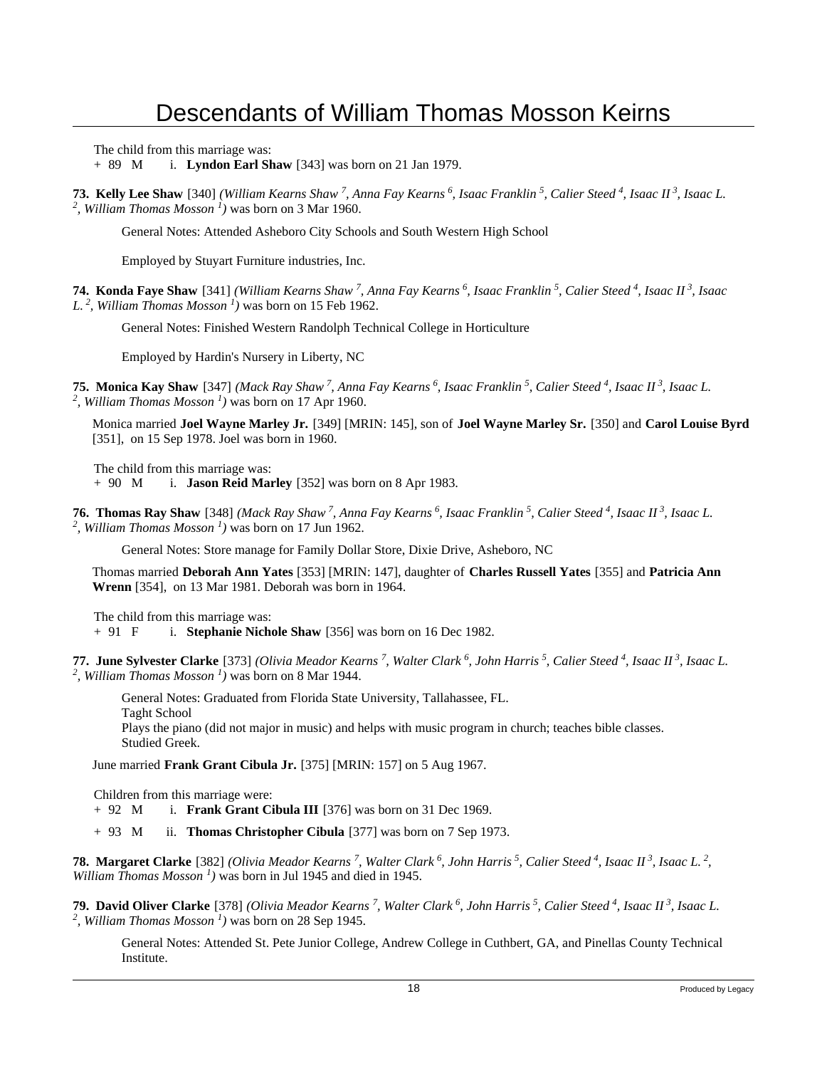The child from this marriage was:

\+ 89 M i. **Lyndon Earl Shaw** [343] was born on 21 Jan 1979.

**73. Kelly Lee Shaw** [340] *(William Kearns Shaw $^{7}$, Anna Fay Kearns $^{6}$, Isaac Franklin $^{5}$, Calier Steed $^{4}$, Isaac II $^{3}$, Isaac L. $^{2}$, William Thomas Mosson $^{1}$)* was born on 3 Mar 1960.

General Notes: Attended Asheboro City Schools and South Western High School

Employed by Stuyart Furniture industries, Inc.

**74. Konda Faye Shaw** [341] *(William Kearns Shaw $^{7}$, Anna Fay Kearns $^{6}$, Isaac Franklin $^{5}$, Calier Steed $^{4}$, Isaac II $^{3}$, Isaac L. $^{2}$, William Thomas Mosson $^{1}$)* was born on 15 Feb 1962.

General Notes: Finished Western Randolph Technical College in Horticulture

Employed by Hardin's Nursery in Liberty, NC

**75. Monica Kay Shaw** [347] *(Mack Ray Shaw $^{7}$, Anna Fay Kearns $^{6}$, Isaac Franklin $^{5}$, Calier Steed $^{4}$, Isaac II $^{3}$, Isaac L. $^{2}$, William Thomas Mosson $^{1}$)* was born on 17 Apr 1960.

Monica married **Joel Wayne Marley Jr.** [349] [MRIN: 145], son of **Joel Wayne Marley Sr.** [350] and **Carol Louise Byrd** [351], on 15 Sep 1978. Joel was born in 1960.

The child from this marriage was:

\+ 90 M i. **Jason Reid Marley** [352] was born on 8 Apr 1983.

**76. Thomas Ray Shaw** [348] *(Mack Ray Shaw $^{7}$, Anna Fay Kearns $^{6}$, Isaac Franklin $^{5}$, Calier Steed $^{4}$, Isaac II $^{3}$, Isaac L. $^{2}$, William Thomas Mosson $^{1}$)* was born on 17 Jun 1962.

General Notes: Store manage for Family Dollar Store, Dixie Drive, Asheboro, NC

Thomas married **Deborah Ann Yates** [353] [MRIN: 147], daughter of **Charles Russell Yates** [355] and **Patricia Ann Wrenn** [354], on 13 Mar 1981. Deborah was born in 1964.

The child from this marriage was:

\+ 91 F i. **Stephanie Nichole Shaw** [356] was born on 16 Dec 1982.

**77. June Sylvester Clarke** [373] *(Olivia Meador Kearns $^{7}$, Walter Clark $^{6}$, John Harris $^{5}$, Calier Steed $^{4}$, Isaac II $^{3}$, Isaac L. $^{2}$, William Thomas Mosson $^{1}$)* was born on 8 Mar 1944.

General Notes: Graduated from Florida State University, Tallahassee, FL.
Taght School
Plays the piano (did not major in music) and helps with music program in church; teaches bible classes.
Studied Greek.

June married **Frank Grant Cibula Jr.** [375] [MRIN: 157] on 5 Aug 1967.

Children from this marriage were:

\+ 92 M i. **Frank Grant Cibula III** [376] was born on 31 Dec 1969.

\+ 93 M ii. **Thomas Christopher Cibula** [377] was born on 7 Sep 1973.

**78. Margaret Clarke** [382] *(Olivia Meador Kearns $^{7}$, Walter Clark $^{6}$, John Harris $^{5}$, Calier Steed $^{4}$, Isaac II $^{3}$, Isaac L. $^{2}$, William Thomas Mosson $^{1}$)* was born in Jul 1945 and died in 1945.

**79. David Oliver Clarke** [378] *(Olivia Meador Kearns $^{7}$, Walter Clark $^{6}$, John Harris $^{5}$, Calier Steed $^{4}$, Isaac II $^{3}$, Isaac L. $^{2}$, William Thomas Mosson $^{1}$)* was born on 28 Sep 1945.

General Notes: Attended St. Pete Junior College, Andrew College in Cuthbert, GA, and Pinellas County Technical Institute.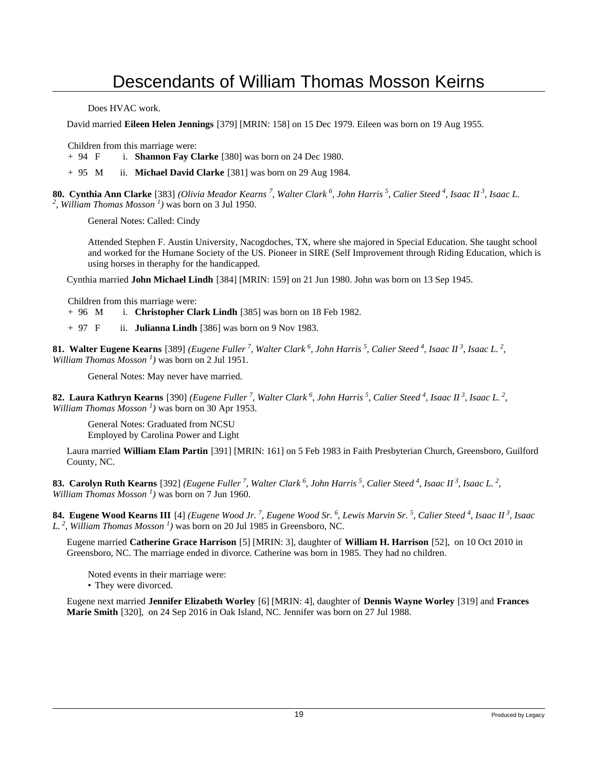Does HVAC work.

David married **Eileen Helen Jennings** [379] [MRIN: 158] on 15 Dec 1979. Eileen was born on 19 Aug 1955.

Children from this marriage were:

+ 94 F i. **Shannon Fay Clarke** [380] was born on 24 Dec 1980.

+ 95 M ii. **Michael David Clarke** [381] was born on 29 Aug 1984.

**80. Cynthia Ann Clarke** [383] *(Olivia Meador Kearns [7], Walter Clark [6], John Harris [5], Calier Steed [4], Isaac II [3], Isaac L. [2], William Thomas Mosson [1])* was born on 3 Jul 1950.

General Notes: Called: Cindy

Attended Stephen F. Austin University, Nacogdoches, TX, where she majored in Special Education. She taught school and worked for the Humane Society of the US. Pioneer in SIRE (Self Improvement through Riding Education, which is using horses in theraphy for the handicapped.

Cynthia married **John Michael Lindh** [384] [MRIN: 159] on 21 Jun 1980. John was born on 13 Sep 1945.

Children from this marriage were:

+ 96 M i. **Christopher Clark Lindh** [385] was born on 18 Feb 1982.

+ 97 F ii. **Julianna Lindh** [386] was born on 9 Nov 1983.

**81. Walter Eugene Kearns** [389] *(Eugene Fuller [7], Walter Clark [6], John Harris [5], Calier Steed [4], Isaac II [3], Isaac L. [2], William Thomas Mosson [1])* was born on 2 Jul 1951.

General Notes: May never have married.

**82. Laura Kathryn Kearns** [390] *(Eugene Fuller [7], Walter Clark [6], John Harris [5], Calier Steed [4], Isaac II [3], Isaac L. [2], William Thomas Mosson [1])* was born on 30 Apr 1953.

General Notes: Graduated from NCSU
Employed by Carolina Power and Light

Laura married **William Elam Partin** [391] [MRIN: 161] on 5 Feb 1983 in Faith Presbyterian Church, Greensboro, Guilford County, NC.

**83. Carolyn Ruth Kearns** [392] *(Eugene Fuller [7], Walter Clark [6], John Harris [5], Calier Steed [4], Isaac II [3], Isaac L. [2], William Thomas Mosson [1])* was born on 7 Jun 1960.

**84. Eugene Wood Kearns III** [4] *(Eugene Wood Jr. [7], Eugene Wood Sr. [6], Lewis Marvin Sr. [5], Calier Steed [4], Isaac II [3], Isaac L. [2], William Thomas Mosson [1])* was born on 20 Jul 1985 in Greensboro, NC.

Eugene married **Catherine Grace Harrison** [5] [MRIN: 3], daughter of **William H. Harrison** [52], on 10 Oct 2010 in Greensboro, NC. The marriage ended in divorce. Catherine was born in 1985. They had no children.

Noted events in their marriage were:

- They were divorced.

Eugene next married **Jennifer Elizabeth Worley** [6] [MRIN: 4], daughter of **Dennis Wayne Worley** [319] and **Frances Marie Smith** [320], on 24 Sep 2016 in Oak Island, NC. Jennifer was born on 27 Jul 1988.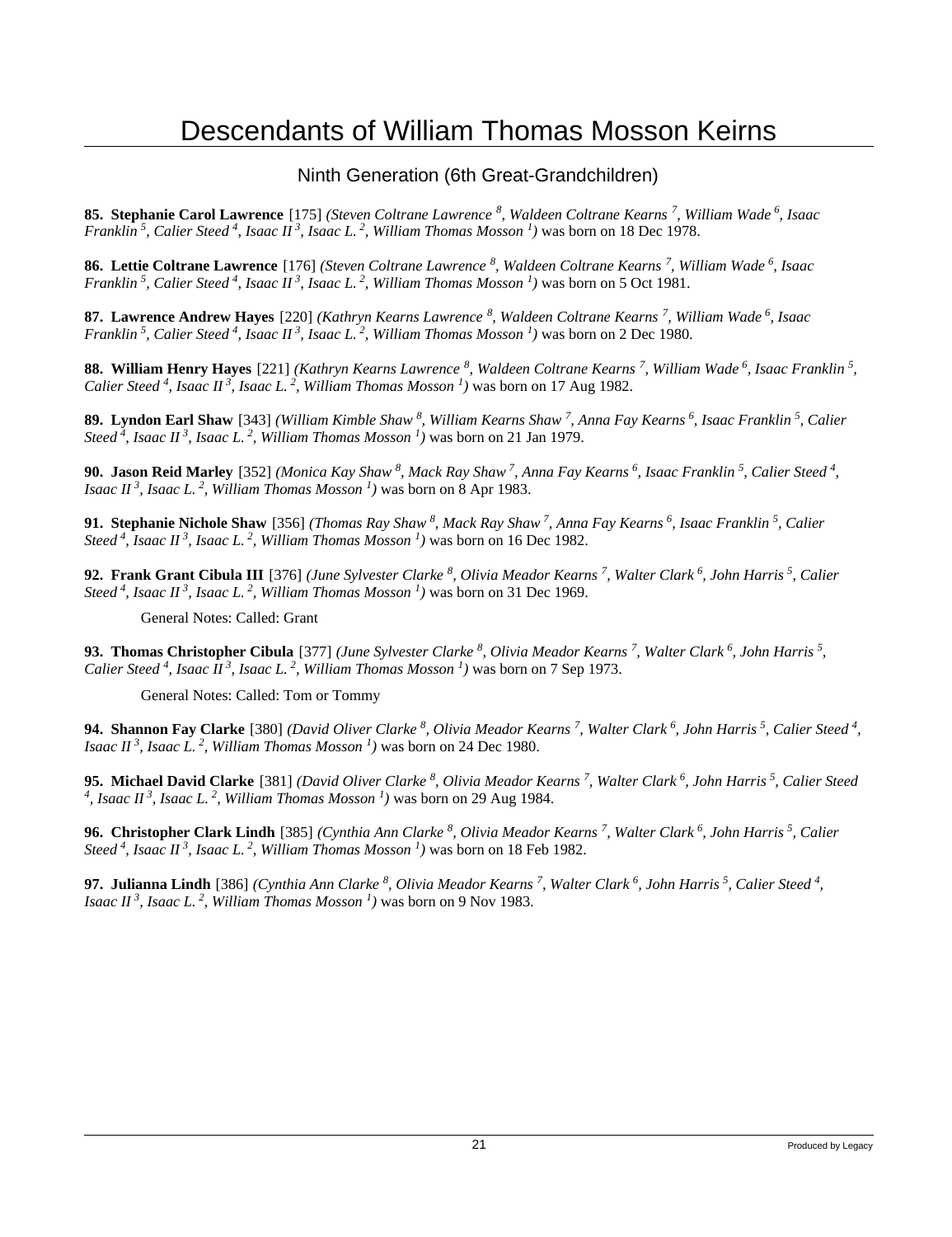# Descendants of William Thomas Mosson Keirns

## Ninth Generation (6th Great-Grandchildren)

**85. Stephanie Carol Lawrence** [175] *(Steven Coltrane Lawrence [8], Waldeen Coltrane Kearns [7], William Wade [6], Isaac Franklin [5], Calier Steed [4], Isaac II [3], Isaac L. [2], William Thomas Mosson [1])* was born on 18 Dec 1978.

**86. Lettie Coltrane Lawrence** [176] *(Steven Coltrane Lawrence [8], Waldeen Coltrane Kearns [7], William Wade [6], Isaac Franklin [5], Calier Steed [4], Isaac II [3], Isaac L. [2], William Thomas Mosson [1])* was born on 5 Oct 1981.

**87. Lawrence Andrew Hayes** [220] *(Kathryn Kearns Lawrence [8], Waldeen Coltrane Kearns [7], William Wade [6], Isaac Franklin [5], Calier Steed [4], Isaac II [3], Isaac L. [2], William Thomas Mosson [1])* was born on 2 Dec 1980.

**88. William Henry Hayes** [221] *(Kathryn Kearns Lawrence [8], Waldeen Coltrane Kearns [7], William Wade [6], Isaac Franklin [5], Calier Steed [4], Isaac II [3], Isaac L. [2], William Thomas Mosson [1])* was born on 17 Aug 1982.

**89. Lyndon Earl Shaw** [343] *(William Kimble Shaw [8], William Kearns Shaw [7], Anna Fay Kearns [6], Isaac Franklin [5], Calier Steed [4], Isaac II [3], Isaac L. [2], William Thomas Mosson [1])* was born on 21 Jan 1979.

**90. Jason Reid Marley** [352] *(Monica Kay Shaw [8], Mack Ray Shaw [7], Anna Fay Kearns [6], Isaac Franklin [5], Calier Steed [4], Isaac II [3], Isaac L. [2], William Thomas Mosson [1])* was born on 8 Apr 1983.

**91. Stephanie Nichole Shaw** [356] *(Thomas Ray Shaw [8], Mack Ray Shaw [7], Anna Fay Kearns [6], Isaac Franklin [5], Calier Steed [4], Isaac II [3], Isaac L. [2], William Thomas Mosson [1])* was born on 16 Dec 1982.

**92. Frank Grant Cibula III** [376] *(June Sylvester Clarke [8], Olivia Meador Kearns [7], Walter Clark [6], John Harris [5], Calier Steed [4], Isaac II [3], Isaac L. [2], William Thomas Mosson [1])* was born on 31 Dec 1969.

General Notes: Called: Grant

**93. Thomas Christopher Cibula** [377] *(June Sylvester Clarke [8], Olivia Meador Kearns [7], Walter Clark [6], John Harris [5], Calier Steed [4], Isaac II [3], Isaac L. [2], William Thomas Mosson [1])* was born on 7 Sep 1973.

General Notes: Called: Tom or Tommy

**94. Shannon Fay Clarke** [380] *(David Oliver Clarke [8], Olivia Meador Kearns [7], Walter Clark [6], John Harris [5], Calier Steed [4], Isaac II [3], Isaac L. [2], William Thomas Mosson [1])* was born on 24 Dec 1980.

**95. Michael David Clarke** [381] *(David Oliver Clarke [8], Olivia Meador Kearns [7], Walter Clark [6], John Harris [5], Calier Steed [4], Isaac II [3], Isaac L. [2], William Thomas Mosson [1])* was born on 29 Aug 1984.

**96. Christopher Clark Lindh** [385] *(Cynthia Ann Clarke [8], Olivia Meador Kearns [7], Walter Clark [6], John Harris [5], Calier Steed [4], Isaac II [3], Isaac L. [2], William Thomas Mosson [1])* was born on 18 Feb 1982.

**97. Julianna Lindh** [386] *(Cynthia Ann Clarke [8], Olivia Meador Kearns [7], Walter Clark [6], John Harris [5], Calier Steed [4], Isaac II [3], Isaac L. [2], William Thomas Mosson [1])* was born on 9 Nov 1983.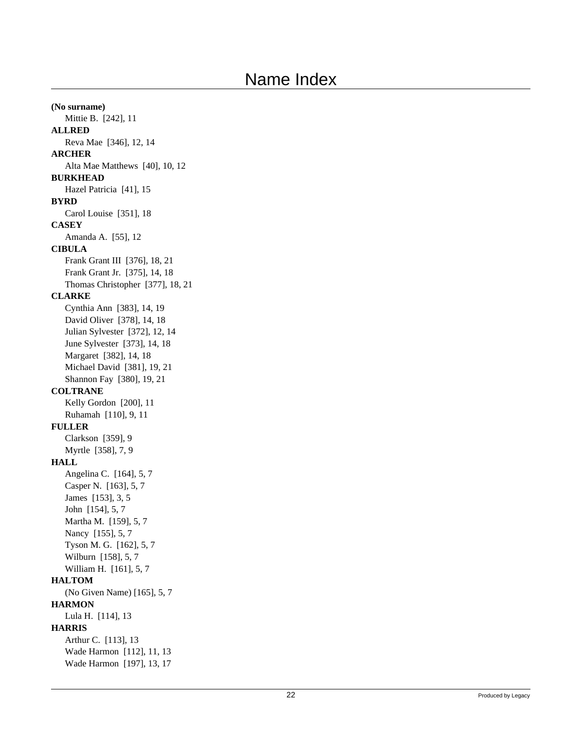# Name Index

**(No surname)**
- Mittie B. [242], 11

**ALLRED**
- Reva Mae [346], 12, 14

**ARCHER**
- Alta Mae Matthews [40], 10, 12

**BURKHEAD**
- Hazel Patricia [41], 15

**BYRD**
- Carol Louise [351], 18

**CASEY**
- Amanda A. [55], 12

**CIBULA**
- Frank Grant III [376], 18, 21
- Frank Grant Jr. [375], 14, 18
- Thomas Christopher [377], 18, 21

**CLARKE**
- Cynthia Ann [383], 14, 19
- David Oliver [378], 14, 18
- Julian Sylvester [372], 12, 14
- June Sylvester [373], 14, 18
- Margaret [382], 14, 18
- Michael David [381], 19, 21
- Shannon Fay [380], 19, 21

**COLTRANE**
- Kelly Gordon [200], 11
- Ruhamah [110], 9, 11

**FULLER**
- Clarkson [359], 9
- Myrtle [358], 7, 9

**HALL**
- Angelina C. [164], 5, 7
- Casper N. [163], 5, 7
- James [153], 3, 5
- John [154], 5, 7
- Martha M. [159], 5, 7
- Nancy [155], 5, 7
- Tyson M. G. [162], 5, 7
- Wilburn [158], 5, 7
- William H. [161], 5, 7

**HALTOM**
- (No Given Name) [165], 5, 7

**HARMON**
- Lula H. [114], 13

**HARRIS**
- Arthur C. [113], 13
- Wade Harmon [112], 11, 13
- Wade Harmon [197], 13, 17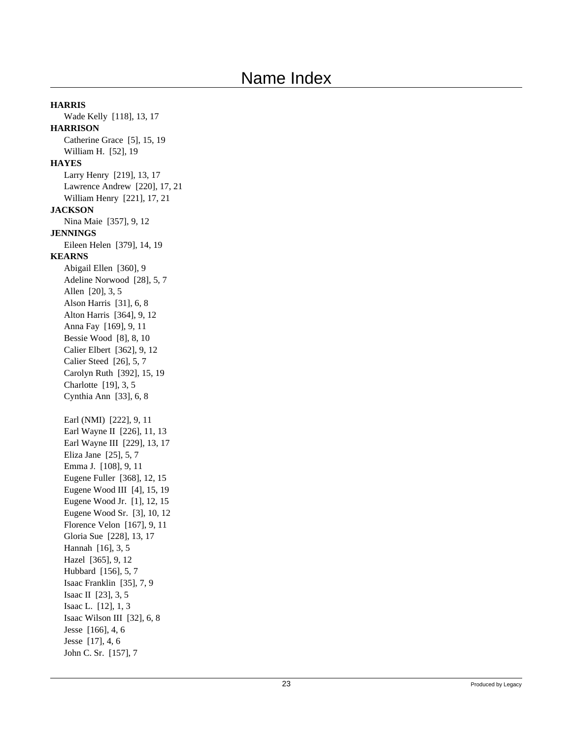# Name Index

**HARRIS**

Wade Kelly [118], 13, 17

**HARRISON**

Catherine Grace [5], 15, 19
William H. [52], 19

**HAYES**

Larry Henry [219], 13, 17
Lawrence Andrew [220], 17, 21
William Henry [221], 17, 21

**JACKSON**

Nina Maie [357], 9, 12

**JENNINGS**

Eileen Helen [379], 14, 19

**KEARNS**

Abigail Ellen [360], 9
Adeline Norwood [28], 5, 7
Allen [20], 3, 5
Alson Harris [31], 6, 8
Alton Harris [364], 9, 12
Anna Fay [169], 9, 11
Bessie Wood [8], 8, 10
Calier Elbert [362], 9, 12
Calier Steed [26], 5, 7
Carolyn Ruth [392], 15, 19
Charlotte [19], 3, 5
Cynthia Ann [33], 6, 8

Earl (NMI) [222], 9, 11
Earl Wayne II [226], 11, 13
Earl Wayne III [229], 13, 17
Eliza Jane [25], 5, 7
Emma J. [108], 9, 11
Eugene Fuller [368], 12, 15
Eugene Wood III [4], 15, 19
Eugene Wood Jr. [1], 12, 15
Eugene Wood Sr. [3], 10, 12
Florence Velon [167], 9, 11
Gloria Sue [228], 13, 17
Hannah [16], 3, 5
Hazel [365], 9, 12
Hubbard [156], 5, 7
Isaac Franklin [35], 7, 9
Isaac II [23], 3, 5
Isaac L. [12], 1, 3
Isaac Wilson III [32], 6, 8
Jesse [166], 4, 6
Jesse [17], 4, 6
John C. Sr. [157], 7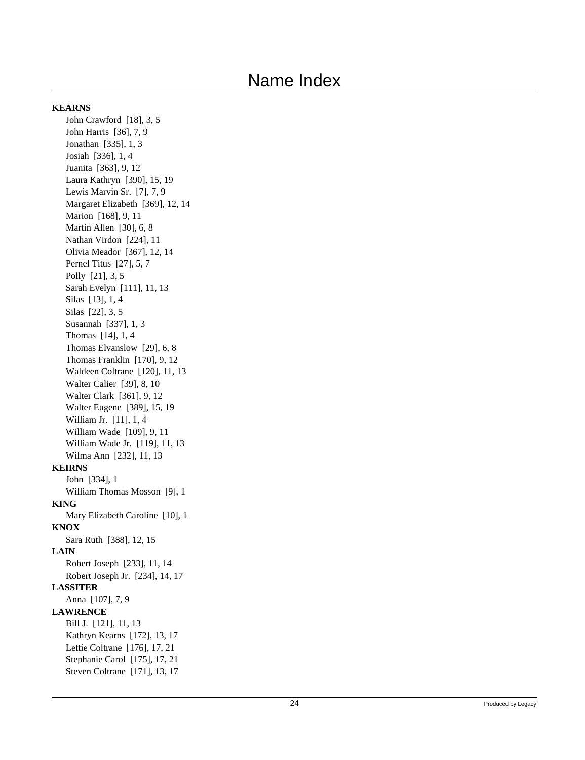# Name Index

**KEARNS**

- John Crawford [18], 3, 5
- John Harris [36], 7, 9
- Jonathan [335], 1, 3
- Josiah [336], 1, 4
- Juanita [363], 9, 12
- Laura Kathryn [390], 15, 19
- Lewis Marvin Sr. [7], 7, 9
- Margaret Elizabeth [369], 12, 14
- Marion [168], 9, 11
- Martin Allen [30], 6, 8
- Nathan Virdon [224], 11
- Olivia Meador [367], 12, 14
- Pernel Titus [27], 5, 7
- Polly [21], 3, 5
- Sarah Evelyn [111], 11, 13
- Silas [13], 1, 4
- Silas [22], 3, 5
- Susannah [337], 1, 3
- Thomas [14], 1, 4
- Thomas Elvanslow [29], 6, 8
- Thomas Franklin [170], 9, 12
- Waldeen Coltrane [120], 11, 13
- Walter Calier [39], 8, 10
- Walter Clark [361], 9, 12
- Walter Eugene [389], 15, 19
- William Jr. [11], 1, 4
- William Wade [109], 9, 11
- William Wade Jr. [119], 11, 13
- Wilma Ann [232], 11, 13

**KEIRNS**

- John [334], 1
- William Thomas Mosson [9], 1

**KING**

- Mary Elizabeth Caroline [10], 1

**KNOX**

- Sara Ruth [388], 12, 15

**LAIN**

- Robert Joseph [233], 11, 14
- Robert Joseph Jr. [234], 14, 17

**LASSITER**

- Anna [107], 7, 9

**LAWRENCE**

- Bill J. [121], 11, 13
- Kathryn Kearns [172], 13, 17
- Lettie Coltrane [176], 17, 21
- Stephanie Carol [175], 17, 21
- Steven Coltrane [171], 13, 17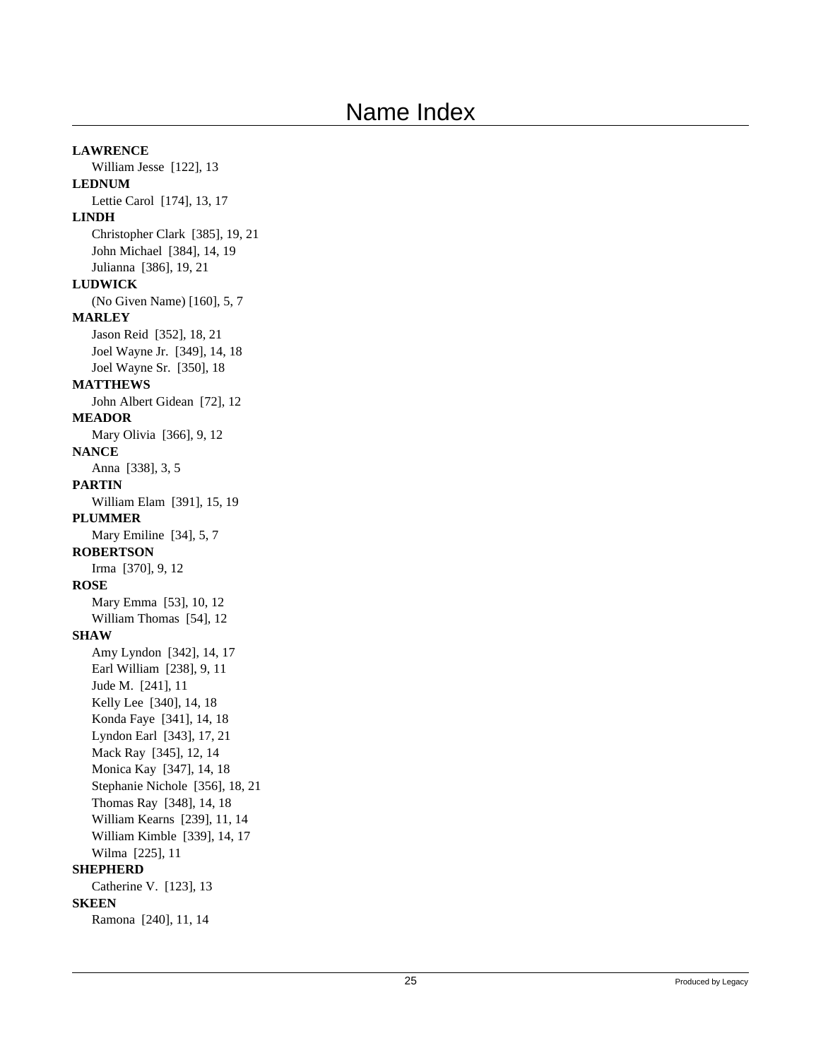# Name Index

**LAWRENCE**

William Jesse [122], 13

**LEDNUM**

Lettie Carol [174], 13, 17

**LINDH**

Christopher Clark [385], 19, 21
John Michael [384], 14, 19
Julianna [386], 19, 21

**LUDWICK**

(No Given Name) [160], 5, 7

**MARLEY**

Jason Reid [352], 18, 21
Joel Wayne Jr. [349], 14, 18
Joel Wayne Sr. [350], 18

**MATTHEWS**

John Albert Gidean [72], 12

**MEADOR**

Mary Olivia [366], 9, 12

**NANCE**

Anna [338], 3, 5

**PARTIN**

William Elam [391], 15, 19

**PLUMMER**

Mary Emiline [34], 5, 7

**ROBERTSON**

Irma [370], 9, 12

**ROSE**

Mary Emma [53], 10, 12
William Thomas [54], 12

**SHAW**

Amy Lyndon [342], 14, 17
Earl William [238], 9, 11
Jude M. [241], 11
Kelly Lee [340], 14, 18
Konda Faye [341], 14, 18
Lyndon Earl [343], 17, 21
Mack Ray [345], 12, 14
Monica Kay [347], 14, 18
Stephanie Nichole [356], 18, 21
Thomas Ray [348], 14, 18
William Kearns [239], 11, 14
William Kimble [339], 14, 17
Wilma [225], 11

**SHEPHERD**

Catherine V. [123], 13

**SKEEN**

Ramona [240], 11, 14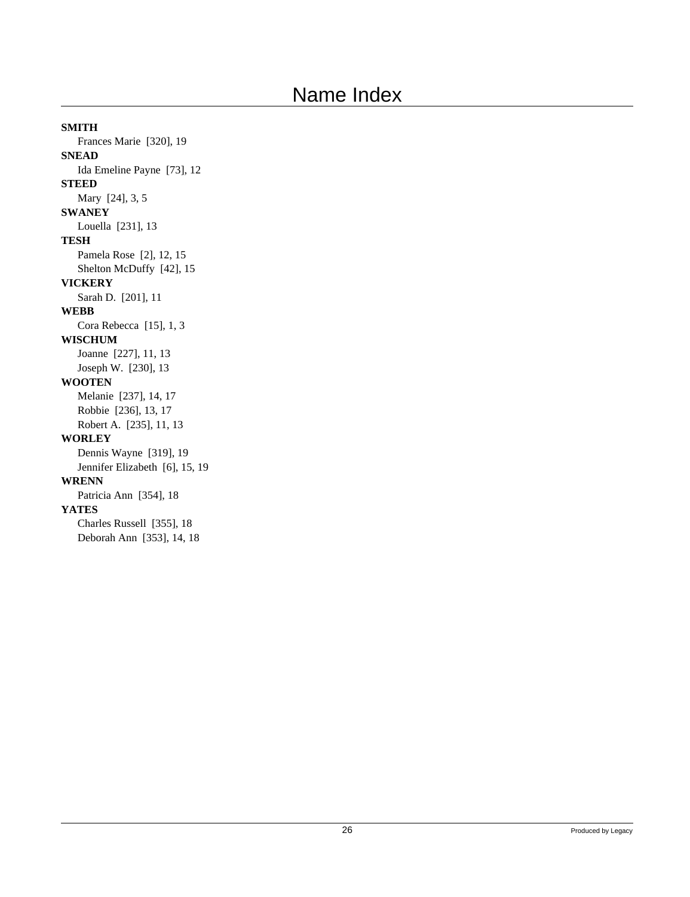# Name Index

**SMITH**

Frances Marie  [320], 19

**SNEAD**

Ida Emeline Payne  [73], 12

**STEED**

Mary  [24], 3, 5

**SWANEY**

Louella  [231], 13

**TESH**

Pamela Rose  [2], 12, 15
Shelton McDuffy  [42], 15

**VICKERY**

Sarah D.  [201], 11

**WEBB**

Cora Rebecca  [15], 1, 3

**WISCHUM**

Joanne  [227], 11, 13
Joseph W.  [230], 13

**WOOTEN**

Melanie  [237], 14, 17
Robbie  [236], 13, 17
Robert A.  [235], 11, 13

**WORLEY**

Dennis Wayne  [319], 19
Jennifer Elizabeth  [6], 15, 19

**WRENN**

Patricia Ann  [354], 18

**YATES**

Charles Russell  [355], 18
Deborah Ann  [353], 14, 18